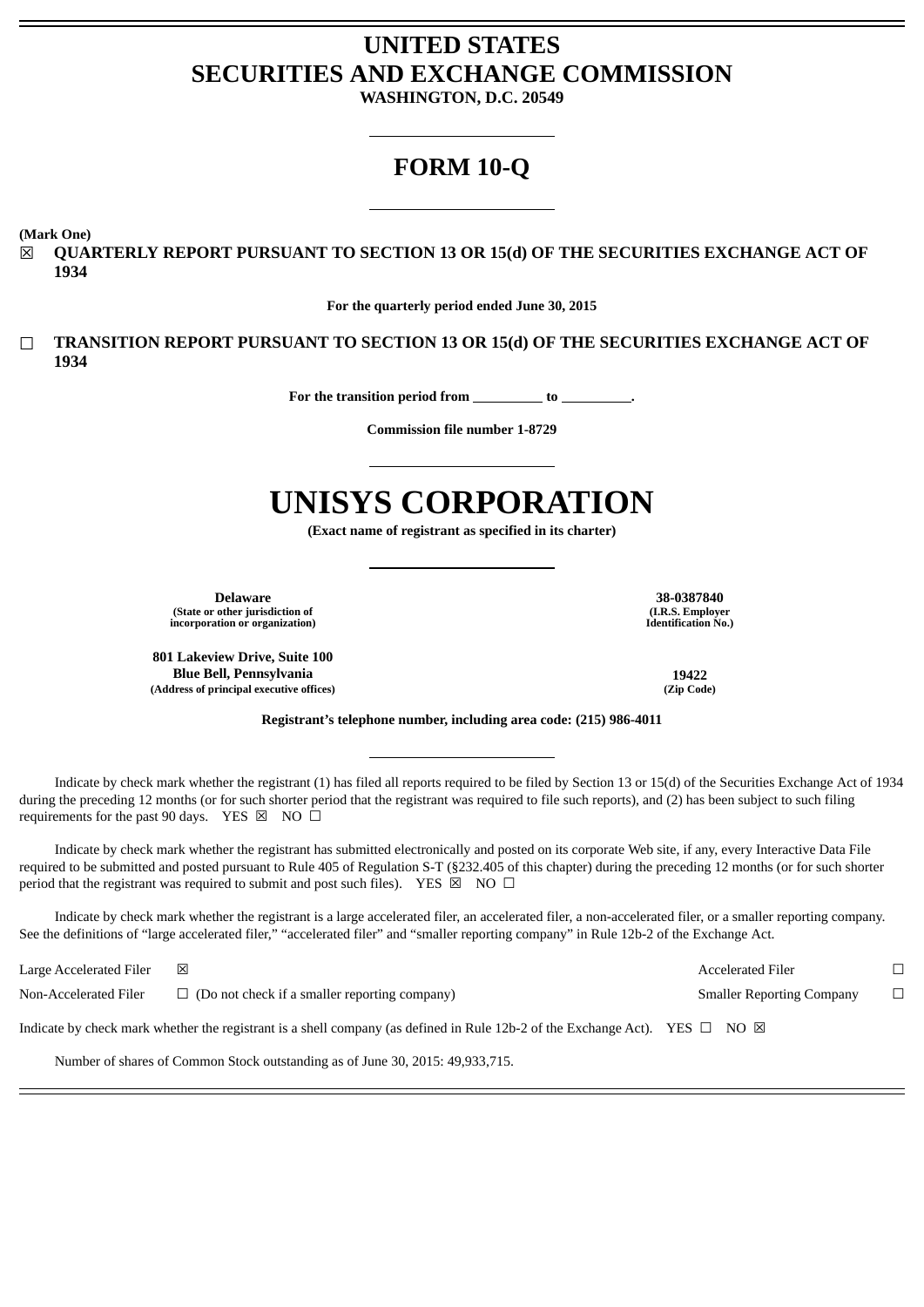# UNITED STATES
# SECURITIES AND EXCHANGE COMMISSION

**WASHINGTON, D.C. 20549**

# FORM 10-Q

**(Mark One)**

☒ **QUARTERLY REPORT PURSUANT TO SECTION 13 OR 15(d) OF THE SECURITIES EXCHANGE ACT OF 1934**

**For the quarterly period ended June 30, 2015**

☐ **TRANSITION REPORT PURSUANT TO SECTION 13 OR 15(d) OF THE SECURITIES EXCHANGE ACT OF 1934**

**For the transition period from \_\_\_\_\_\_\_\_\_\_ to \_\_\_\_\_\_\_\_\_\_.**

**Commission file number 1-8729**

# UNISYS CORPORATION

**(Exact name of registrant as specified in its charter)**

| | |
|---|---|
| **Delaware**<br>**(State or other jurisdiction of incorporation or organization)** | **38-0387840**<br>**(I.R.S. Employer Identification No.)** |
| **801 Lakeview Drive, Suite 100**<br>**Blue Bell, Pennsylvania**<br>**(Address of principal executive offices)** | **19422**<br>**(Zip Code)** |

**Registrant's telephone number, including area code: (215) 986-4011**

Indicate by check mark whether the registrant (1) has filed all reports required to be filed by Section 13 or 15(d) of the Securities Exchange Act of 1934 during the preceding 12 months (or for such shorter period that the registrant was required to file such reports), and (2) has been subject to such filing requirements for the past 90 days. YES ☒ NO ☐

Indicate by check mark whether the registrant has submitted electronically and posted on its corporate Web site, if any, every Interactive Data File required to be submitted and posted pursuant to Rule 405 of Regulation S-T (§232.405 of this chapter) during the preceding 12 months (or for such shorter period that the registrant was required to submit and post such files). YES ☒ NO ☐

Indicate by check mark whether the registrant is a large accelerated filer, an accelerated filer, a non-accelerated filer, or a smaller reporting company. See the definitions of "large accelerated filer," "accelerated filer" and "smaller reporting company" in Rule 12b-2 of the Exchange Act.

| | | | |
|---|---|---|---|
| Large Accelerated Filer | ☒ | Accelerated Filer | ☐ |
| Non-Accelerated Filer | ☐ (Do not check if a smaller reporting company) | Smaller Reporting Company | ☐ |

Indicate by check mark whether the registrant is a shell company (as defined in Rule 12b-2 of the Exchange Act). YES ☐ NO ☒

Number of shares of Common Stock outstanding as of June 30, 2015: 49,933,715.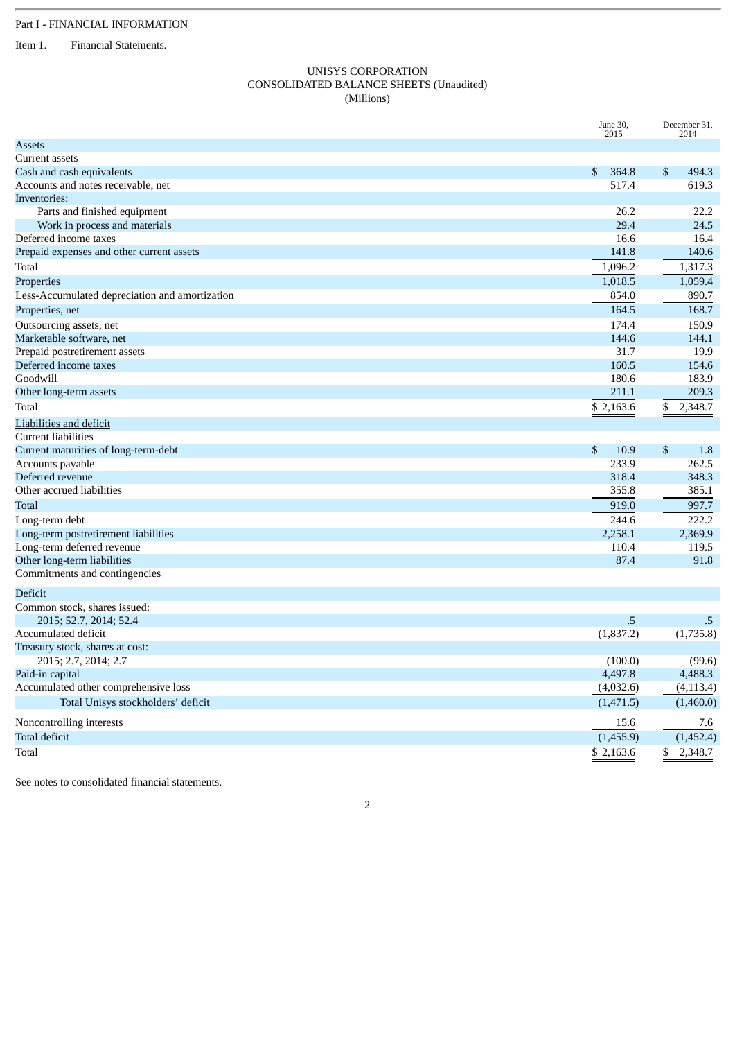Part I - FINANCIAL INFORMATION

Item 1. Financial Statements.

UNISYS CORPORATION
CONSOLIDATED BALANCE SHEETS (Unaudited)
(Millions)

| | June 30, 2015 | December 31, 2014 |
|---|---|---|
| Assets | | |
| Current assets | | |
| Cash and cash equivalents | $ 364.8 | $ 494.3 |
| Accounts and notes receivable, net | 517.4 | 619.3 |
| Inventories: | | |
| Parts and finished equipment | 26.2 | 22.2 |
| Work in process and materials | 29.4 | 24.5 |
| Deferred income taxes | 16.6 | 16.4 |
| Prepaid expenses and other current assets | 141.8 | 140.6 |
| Total | 1,096.2 | 1,317.3 |
| Properties | 1,018.5 | 1,059.4 |
| Less-Accumulated depreciation and amortization | 854.0 | 890.7 |
| Properties, net | 164.5 | 168.7 |
| Outsourcing assets, net | 174.4 | 150.9 |
| Marketable software, net | 144.6 | 144.1 |
| Prepaid postretirement assets | 31.7 | 19.9 |
| Deferred income taxes | 160.5 | 154.6 |
| Goodwill | 180.6 | 183.9 |
| Other long-term assets | 211.1 | 209.3 |
| Total | $ 2,163.6 | $ 2,348.7 |
| Liabilities and deficit | | |
| Current liabilities | | |
| Current maturities of long-term-debt | $ 10.9 | $ 1.8 |
| Accounts payable | 233.9 | 262.5 |
| Deferred revenue | 318.4 | 348.3 |
| Other accrued liabilities | 355.8 | 385.1 |
| Total | 919.0 | 997.7 |
| Long-term debt | 244.6 | 222.2 |
| Long-term postretirement liabilities | 2,258.1 | 2,369.9 |
| Long-term deferred revenue | 110.4 | 119.5 |
| Other long-term liabilities | 87.4 | 91.8 |
| Commitments and contingencies | | |
| Deficit | | |
| Common stock, shares issued: | | |
| 2015; 52.7, 2014; 52.4 | .5 | .5 |
| Accumulated deficit | (1,837.2) | (1,735.8) |
| Treasury stock, shares at cost: | | |
| 2015; 2.7, 2014; 2.7 | (100.0) | (99.6) |
| Paid-in capital | 4,497.8 | 4,488.3 |
| Accumulated other comprehensive loss | (4,032.6) | (4,113.4) |
| Total Unisys stockholders' deficit | (1,471.5) | (1,460.0) |
| Noncontrolling interests | 15.6 | 7.6 |
| Total deficit | (1,455.9) | (1,452.4) |
| Total | $ 2,163.6 | $ 2,348.7 |

See notes to consolidated financial statements.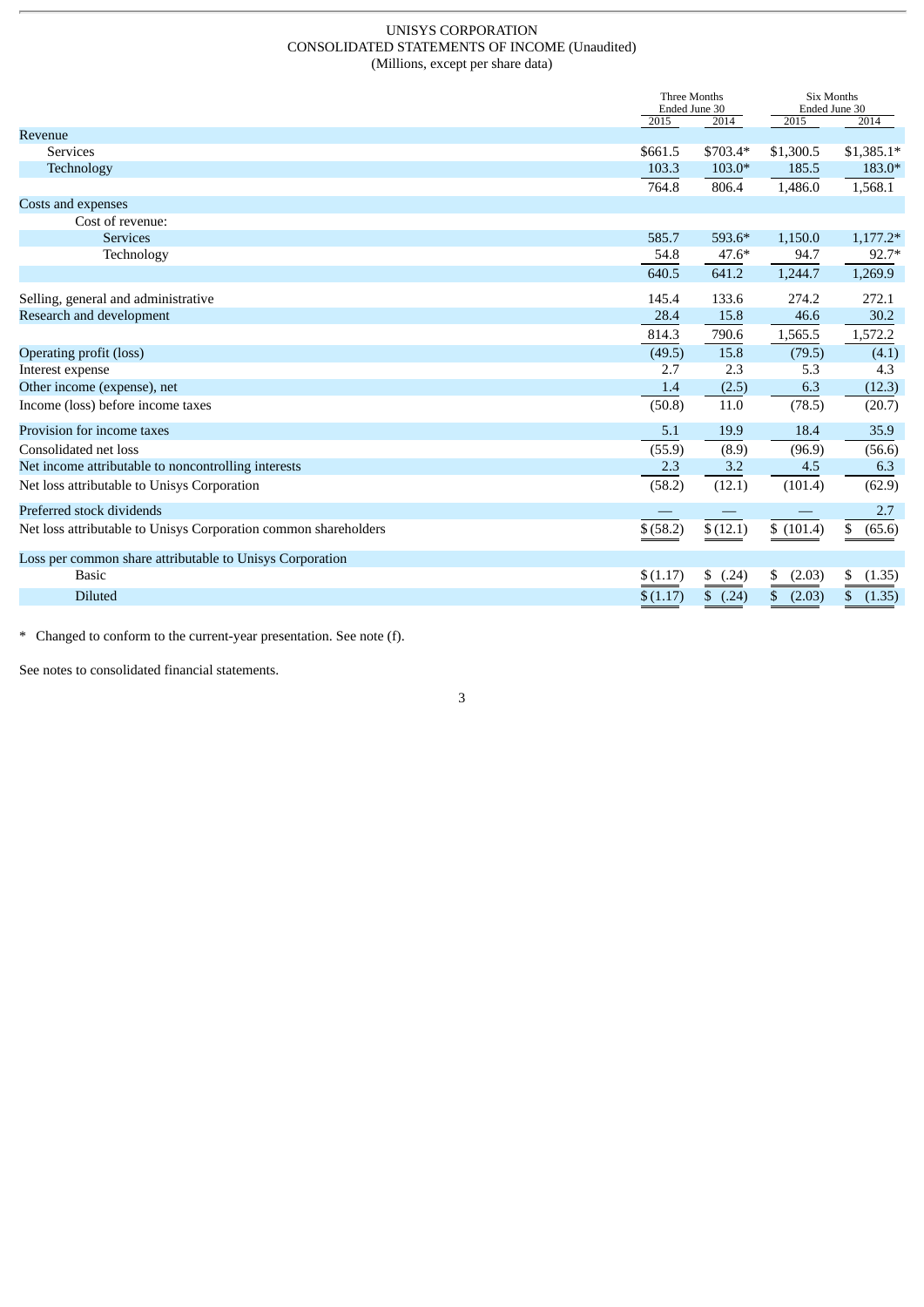UNISYS CORPORATION
CONSOLIDATED STATEMENTS OF INCOME (Unaudited)
(Millions, except per share data)

| | Three Months Ended June 30 | | Six Months Ended June 30 | |
|---|---|---|---|---|
| | 2015 | 2014 | 2015 | 2014 |
| Revenue | | | | |
| Services | $661.5 | $703.4* | $1,300.5 | $1,385.1* |
| Technology | 103.3 | 103.0* | 185.5 | 183.0* |
| | 764.8 | 806.4 | 1,486.0 | 1,568.1 |
| Costs and expenses | | | | |
| Cost of revenue: | | | | |
| Services | 585.7 | 593.6* | 1,150.0 | 1,177.2* |
| Technology | 54.8 | 47.6* | 94.7 | 92.7* |
| | 640.5 | 641.2 | 1,244.7 | 1,269.9 |
| Selling, general and administrative | 145.4 | 133.6 | 274.2 | 272.1 |
| Research and development | 28.4 | 15.8 | 46.6 | 30.2 |
| | 814.3 | 790.6 | 1,565.5 | 1,572.2 |
| Operating profit (loss) | (49.5) | 15.8 | (79.5) | (4.1) |
| Interest expense | 2.7 | 2.3 | 5.3 | 4.3 |
| Other income (expense), net | 1.4 | (2.5) | 6.3 | (12.3) |
| Income (loss) before income taxes | (50.8) | 11.0 | (78.5) | (20.7) |
| Provision for income taxes | 5.1 | 19.9 | 18.4 | 35.9 |
| Consolidated net loss | (55.9) | (8.9) | (96.9) | (56.6) |
| Net income attributable to noncontrolling interests | 2.3 | 3.2 | 4.5 | 6.3 |
| Net loss attributable to Unisys Corporation | (58.2) | (12.1) | (101.4) | (62.9) |
| Preferred stock dividends | — | — | — | 2.7 |
| Net loss attributable to Unisys Corporation common shareholders | $ (58.2) | $ (12.1) | $ (101.4) | $ (65.6) |
| Loss per common share attributable to Unisys Corporation | | | | |
| Basic | $ (1.17) | $ (.24) | $ (2.03) | $ (1.35) |
| Diluted | $ (1.17) | $ (.24) | $ (2.03) | $ (1.35) |

\* Changed to conform to the current-year presentation. See note (f).

See notes to consolidated financial statements.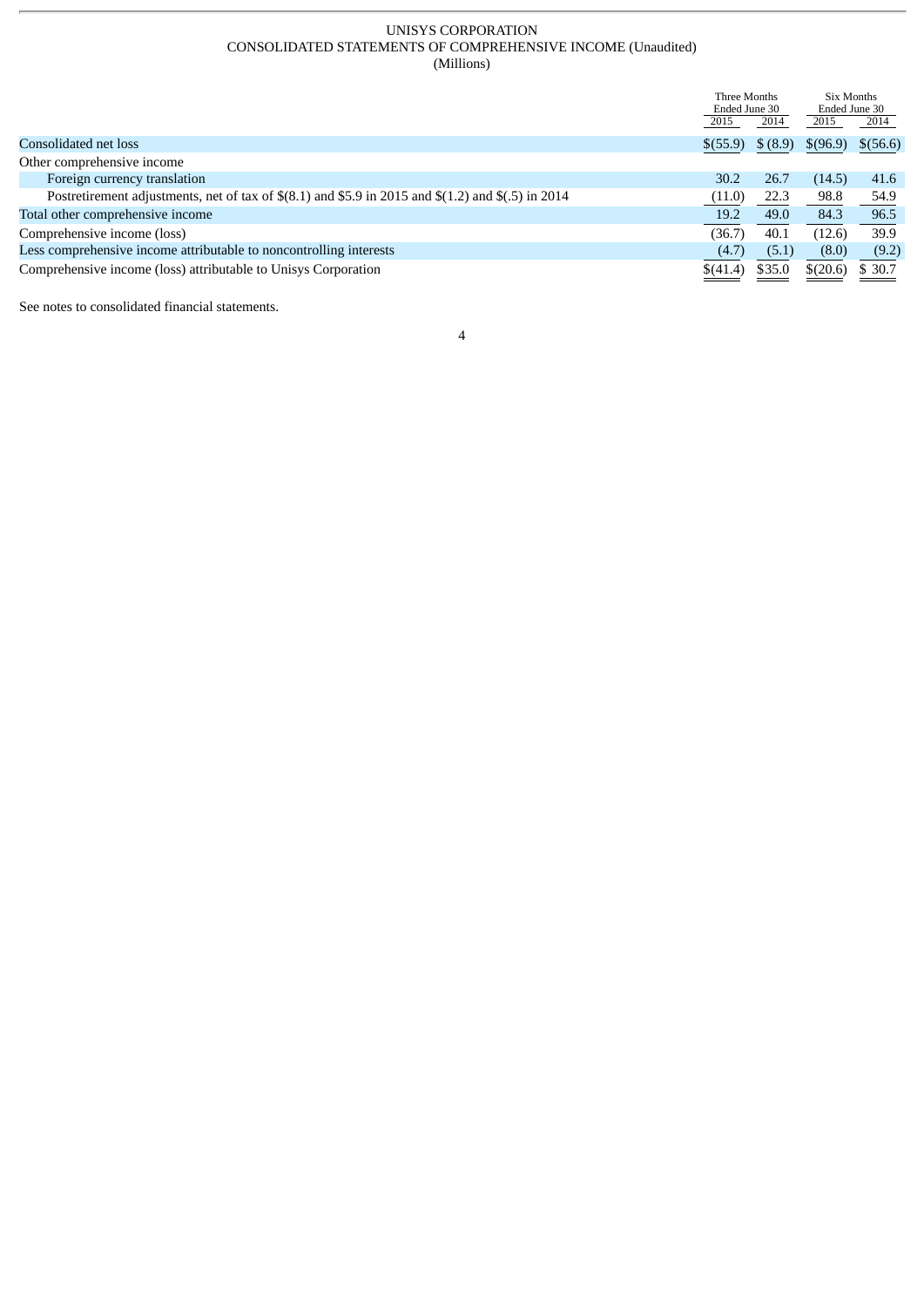UNISYS CORPORATION
CONSOLIDATED STATEMENTS OF COMPREHENSIVE INCOME (Unaudited)
(Millions)

| | Three Months Ended June 30 | | Six Months Ended June 30 | |
|---|---|---|---|---|
| | 2015 | 2014 | 2015 | 2014 |
| Consolidated net loss | $(55.9) | $ (8.9) | $(96.9) | $(56.6) |
| Other comprehensive income | | | | |
| Foreign currency translation | 30.2 | 26.7 | (14.5) | 41.6 |
| Postretirement adjustments, net of tax of $(8.1) and $5.9 in 2015 and $(1.2) and $(.5) in 2014 | (11.0) | 22.3 | 98.8 | 54.9 |
| Total other comprehensive income | 19.2 | 49.0 | 84.3 | 96.5 |
| Comprehensive income (loss) | (36.7) | 40.1 | (12.6) | 39.9 |
| Less comprehensive income attributable to noncontrolling interests | (4.7) | (5.1) | (8.0) | (9.2) |
| Comprehensive income (loss) attributable to Unisys Corporation | $(41.4) | $35.0 | $(20.6) | $ 30.7 |

See notes to consolidated financial statements.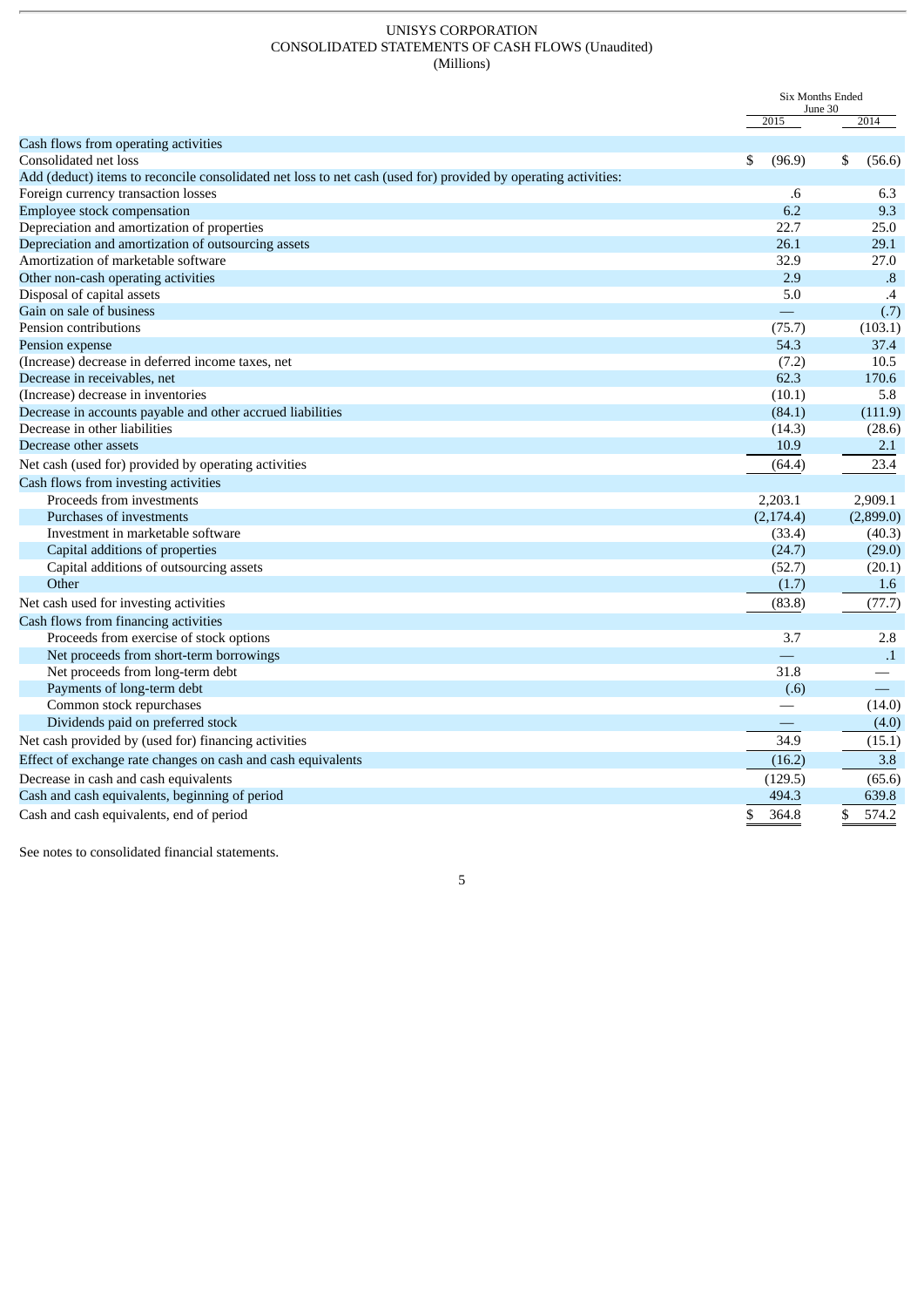UNISYS CORPORATION
CONSOLIDATED STATEMENTS OF CASH FLOWS (Unaudited)
(Millions)

| | Six Months Ended June 30 | |
|---|---|---|
| | 2015 | 2014 |
| Cash flows from operating activities | | |
| Consolidated net loss | $ (96.9) | $ (56.6) |
| Add (deduct) items to reconcile consolidated net loss to net cash (used for) provided by operating activities: | | |
| Foreign currency transaction losses | .6 | 6.3 |
| Employee stock compensation | 6.2 | 9.3 |
| Depreciation and amortization of properties | 22.7 | 25.0 |
| Depreciation and amortization of outsourcing assets | 26.1 | 29.1 |
| Amortization of marketable software | 32.9 | 27.0 |
| Other non-cash operating activities | 2.9 | .8 |
| Disposal of capital assets | 5.0 | .4 |
| Gain on sale of business | — | (.7) |
| Pension contributions | (75.7) | (103.1) |
| Pension expense | 54.3 | 37.4 |
| (Increase) decrease in deferred income taxes, net | (7.2) | 10.5 |
| Decrease in receivables, net | 62.3 | 170.6 |
| (Increase) decrease in inventories | (10.1) | 5.8 |
| Decrease in accounts payable and other accrued liabilities | (84.1) | (111.9) |
| Decrease in other liabilities | (14.3) | (28.6) |
| Decrease other assets | 10.9 | 2.1 |
| Net cash (used for) provided by operating activities | (64.4) | 23.4 |
| Cash flows from investing activities | | |
| Proceeds from investments | 2,203.1 | 2,909.1 |
| Purchases of investments | (2,174.4) | (2,899.0) |
| Investment in marketable software | (33.4) | (40.3) |
| Capital additions of properties | (24.7) | (29.0) |
| Capital additions of outsourcing assets | (52.7) | (20.1) |
| Other | (1.7) | 1.6 |
| Net cash used for investing activities | (83.8) | (77.7) |
| Cash flows from financing activities | | |
| Proceeds from exercise of stock options | 3.7 | 2.8 |
| Net proceeds from short-term borrowings | — | .1 |
| Net proceeds from long-term debt | 31.8 | — |
| Payments of long-term debt | (.6) | — |
| Common stock repurchases | — | (14.0) |
| Dividends paid on preferred stock | — | (4.0) |
| Net cash provided by (used for) financing activities | 34.9 | (15.1) |
| Effect of exchange rate changes on cash and cash equivalents | (16.2) | 3.8 |
| Decrease in cash and cash equivalents | (129.5) | (65.6) |
| Cash and cash equivalents, beginning of period | 494.3 | 639.8 |
| Cash and cash equivalents, end of period | $ 364.8 | $ 574.2 |

See notes to consolidated financial statements.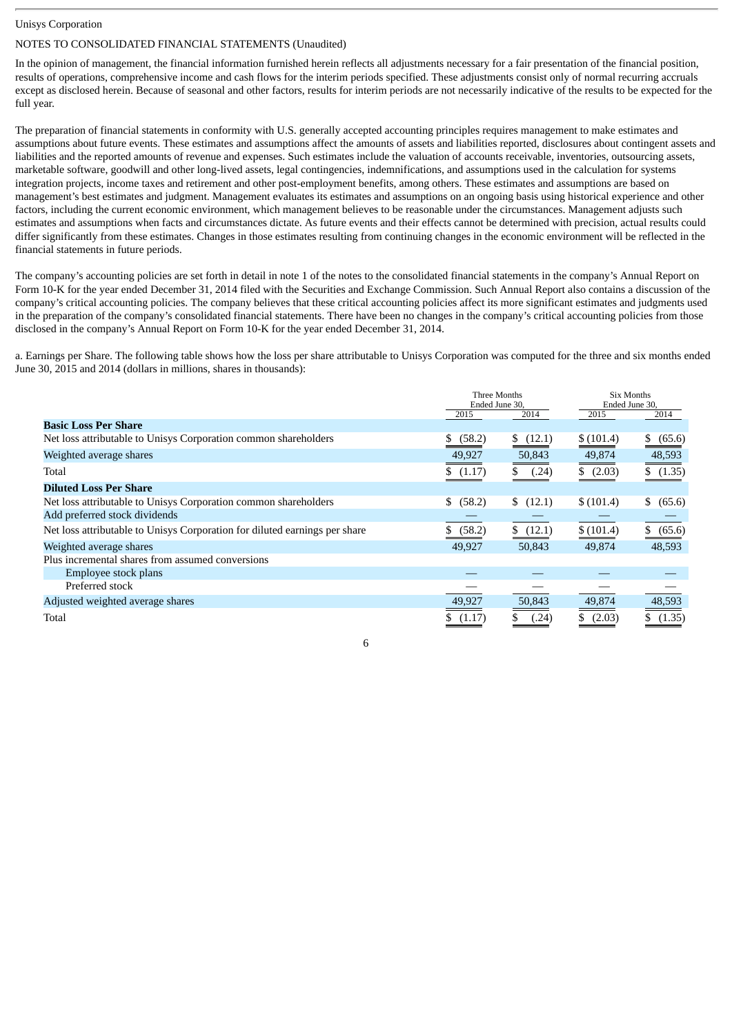Unisys Corporation

NOTES TO CONSOLIDATED FINANCIAL STATEMENTS (Unaudited)

In the opinion of management, the financial information furnished herein reflects all adjustments necessary for a fair presentation of the financial position, results of operations, comprehensive income and cash flows for the interim periods specified. These adjustments consist only of normal recurring accruals except as disclosed herein. Because of seasonal and other factors, results for interim periods are not necessarily indicative of the results to be expected for the full year.

The preparation of financial statements in conformity with U.S. generally accepted accounting principles requires management to make estimates and assumptions about future events. These estimates and assumptions affect the amounts of assets and liabilities reported, disclosures about contingent assets and liabilities and the reported amounts of revenue and expenses. Such estimates include the valuation of accounts receivable, inventories, outsourcing assets, marketable software, goodwill and other long-lived assets, legal contingencies, indemnifications, and assumptions used in the calculation for systems integration projects, income taxes and retirement and other post-employment benefits, among others. These estimates and assumptions are based on management's best estimates and judgment. Management evaluates its estimates and assumptions on an ongoing basis using historical experience and other factors, including the current economic environment, which management believes to be reasonable under the circumstances. Management adjusts such estimates and assumptions when facts and circumstances dictate. As future events and their effects cannot be determined with precision, actual results could differ significantly from these estimates. Changes in those estimates resulting from continuing changes in the economic environment will be reflected in the financial statements in future periods.

The company's accounting policies are set forth in detail in note 1 of the notes to the consolidated financial statements in the company's Annual Report on Form 10-K for the year ended December 31, 2014 filed with the Securities and Exchange Commission. Such Annual Report also contains a discussion of the company's critical accounting policies. The company believes that these critical accounting policies affect its more significant estimates and judgments used in the preparation of the company's consolidated financial statements. There have been no changes in the company's critical accounting policies from those disclosed in the company's Annual Report on Form 10-K for the year ended December 31, 2014.

a. Earnings per Share. The following table shows how the loss per share attributable to Unisys Corporation was computed for the three and six months ended June 30, 2015 and 2014 (dollars in millions, shares in thousands):

| | Three Months Ended June 30, | | Six Months Ended June 30, | |
|---|---|---|---|---|
| | 2015 | 2014 | 2015 | 2014 |
| **Basic Loss Per Share** | | | | |
| Net loss attributable to Unisys Corporation common shareholders | $ (58.2) | $ (12.1) | $ (101.4) | $ (65.6) |
| Weighted average shares | 49,927 | 50,843 | 49,874 | 48,593 |
| Total | $ (1.17) | $ (.24) | $ (2.03) | $ (1.35) |
| **Diluted Loss Per Share** | | | | |
| Net loss attributable to Unisys Corporation common shareholders | $ (58.2) | $ (12.1) | $ (101.4) | $ (65.6) |
| Add preferred stock dividends | — | — | — | — |
| Net loss attributable to Unisys Corporation for diluted earnings per share | $ (58.2) | $ (12.1) | $ (101.4) | $ (65.6) |
| Weighted average shares | 49,927 | 50,843 | 49,874 | 48,593 |
| Plus incremental shares from assumed conversions | | | | |
| Employee stock plans | — | — | — | — |
| Preferred stock | — | — | — | — |
| Adjusted weighted average shares | 49,927 | 50,843 | 49,874 | 48,593 |
| Total | $ (1.17) | $ (.24) | $ (2.03) | $ (1.35) |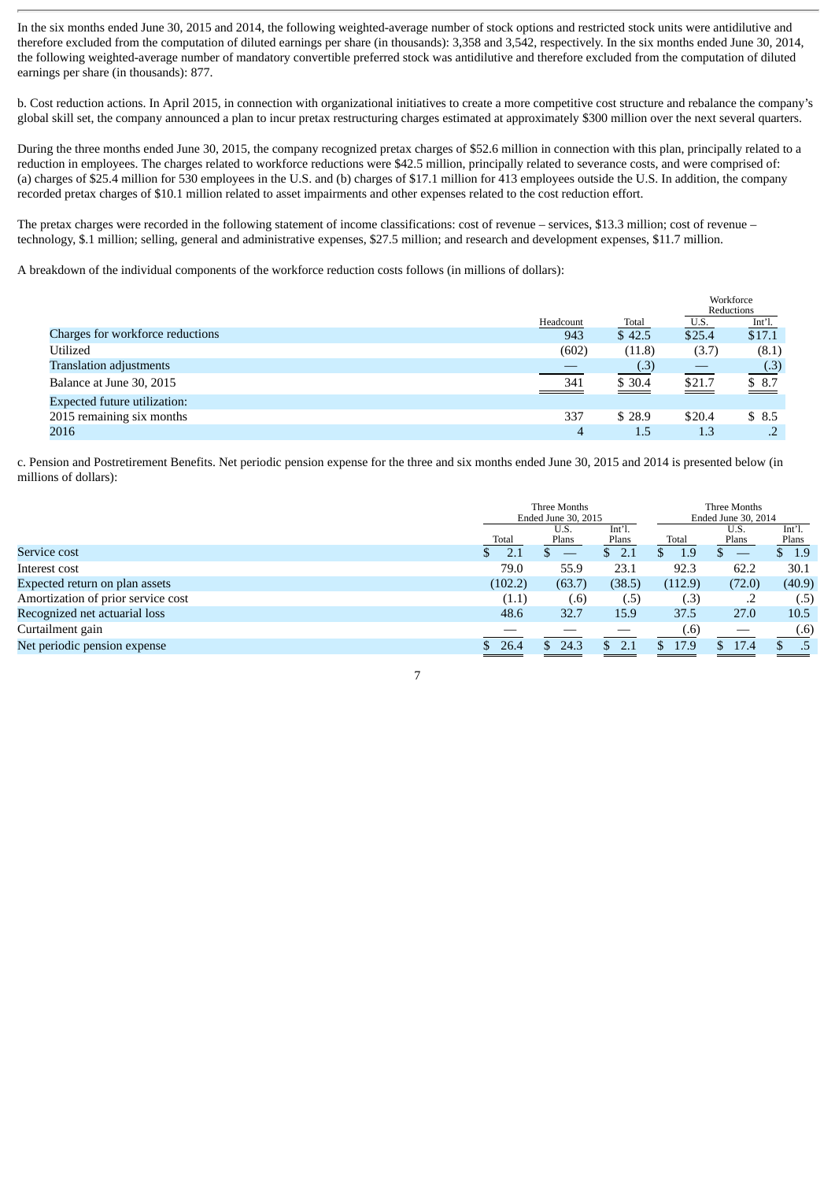In the six months ended June 30, 2015 and 2014, the following weighted-average number of stock options and restricted stock units were antidilutive and therefore excluded from the computation of diluted earnings per share (in thousands): 3,358 and 3,542, respectively. In the six months ended June 30, 2014, the following weighted-average number of mandatory convertible preferred stock was antidilutive and therefore excluded from the computation of diluted earnings per share (in thousands): 877.

b. Cost reduction actions. In April 2015, in connection with organizational initiatives to create a more competitive cost structure and rebalance the company's global skill set, the company announced a plan to incur pretax restructuring charges estimated at approximately $300 million over the next several quarters.

During the three months ended June 30, 2015, the company recognized pretax charges of $52.6 million in connection with this plan, principally related to a reduction in employees. The charges related to workforce reductions were $42.5 million, principally related to severance costs, and were comprised of: (a) charges of $25.4 million for 530 employees in the U.S. and (b) charges of $17.1 million for 413 employees outside the U.S. In addition, the company recorded pretax charges of $10.1 million related to asset impairments and other expenses related to the cost reduction effort.

The pretax charges were recorded in the following statement of income classifications: cost of revenue – services, $13.3 million; cost of revenue – technology, $.1 million; selling, general and administrative expenses, $27.5 million; and research and development expenses, $11.7 million.

A breakdown of the individual components of the workforce reduction costs follows (in millions of dollars):

| | | | Workforce Reductions | |
|---|---|---|---|---|
| | Headcount | Total | U.S. | Int'l. |
| Charges for workforce reductions | 943 | $ 42.5 | $25.4 | $17.1 |
| Utilized | (602) | (11.8) | (3.7) | (8.1) |
| Translation adjustments | — | (.3) | — | (.3) |
| Balance at June 30, 2015 | 341 | $ 30.4 | $21.7 | $ 8.7 |
| Expected future utilization: | | | | |
| 2015 remaining six months | 337 | $ 28.9 | $20.4 | $ 8.5 |
| 2016 | 4 | 1.5 | 1.3 | .2 |

c. Pension and Postretirement Benefits. Net periodic pension expense for the three and six months ended June 30, 2015 and 2014 is presented below (in millions of dollars):

| | Three Months Ended June 30, 2015 | | | Three Months Ended June 30, 2014 | | |
|---|---|---|---|---|---|---|
| | Total | U.S. Plans | Int'l. Plans | Total | U.S. Plans | Int'l. Plans |
| Service cost | $ 2.1 | $ — | $ 2.1 | $ 1.9 | $ — | $ 1.9 |
| Interest cost | 79.0 | 55.9 | 23.1 | 92.3 | 62.2 | 30.1 |
| Expected return on plan assets | (102.2) | (63.7) | (38.5) | (112.9) | (72.0) | (40.9) |
| Amortization of prior service cost | (1.1) | (.6) | (.5) | (.3) | .2 | (.5) |
| Recognized net actuarial loss | 48.6 | 32.7 | 15.9 | 37.5 | 27.0 | 10.5 |
| Curtailment gain | — | — | — | (.6) | — | (.6) |
| Net periodic pension expense | $ 26.4 | $ 24.3 | $ 2.1 | $ 17.9 | $ 17.4 | $ .5 |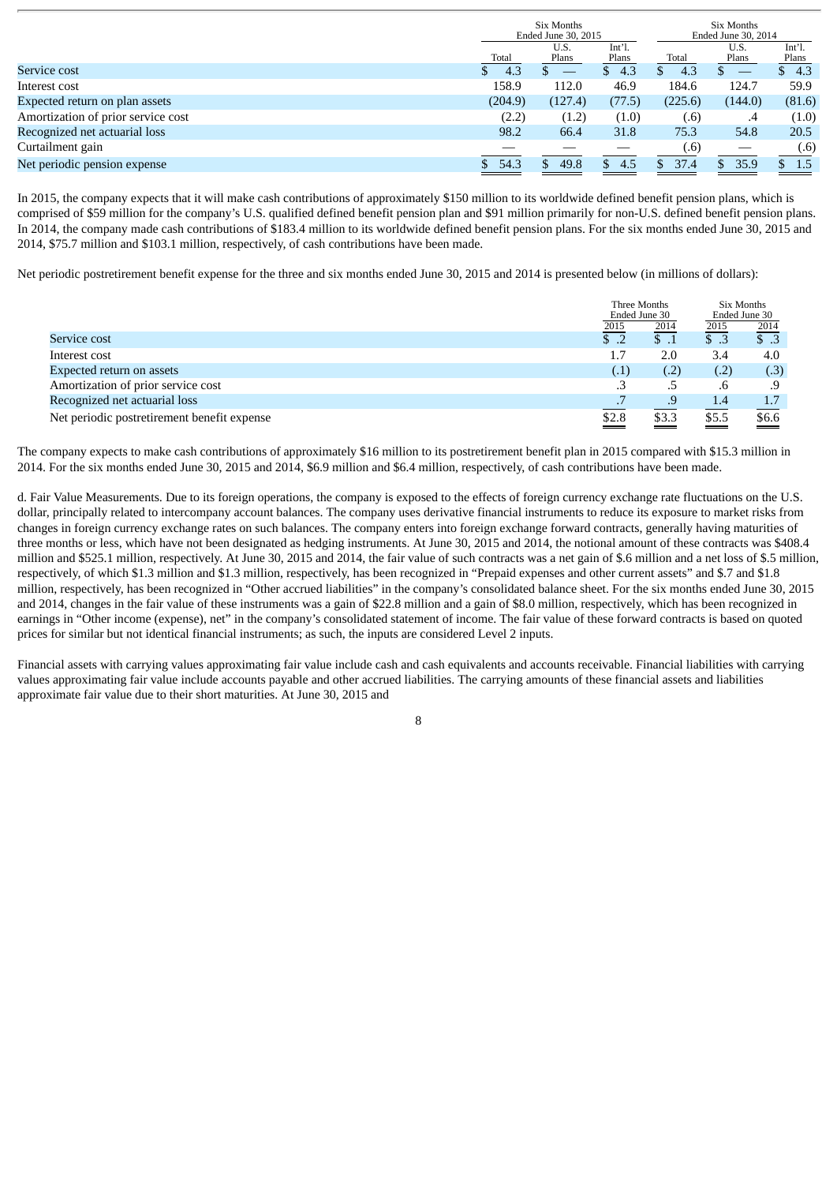| | Six Months Ended June 30, 2015 | | | Six Months Ended June 30, 2014 | | |
|---|---|---|---|---|---|---|
| | Total | U.S. Plans | Int'l. Plans | Total | U.S. Plans | Int'l. Plans |
| Service cost | $ 4.3 | $ — | $ 4.3 | $ 4.3 | $ — | $ 4.3 |
| Interest cost | 158.9 | 112.0 | 46.9 | 184.6 | 124.7 | 59.9 |
| Expected return on plan assets | (204.9) | (127.4) | (77.5) | (225.6) | (144.0) | (81.6) |
| Amortization of prior service cost | (2.2) | (1.2) | (1.0) | (.6) | .4 | (1.0) |
| Recognized net actuarial loss | 98.2 | 66.4 | 31.8 | 75.3 | 54.8 | 20.5 |
| Curtailment gain | — | — | — | (.6) | — | (.6) |
| Net periodic pension expense | $ 54.3 | $ 49.8 | $ 4.5 | $ 37.4 | $ 35.9 | $ 1.5 |

In 2015, the company expects that it will make cash contributions of approximately $150 million to its worldwide defined benefit pension plans, which is comprised of $59 million for the company's U.S. qualified defined benefit pension plan and $91 million primarily for non-U.S. defined benefit pension plans. In 2014, the company made cash contributions of $183.4 million to its worldwide defined benefit pension plans. For the six months ended June 30, 2015 and 2014, $75.7 million and $103.1 million, respectively, of cash contributions have been made.

Net periodic postretirement benefit expense for the three and six months ended June 30, 2015 and 2014 is presented below (in millions of dollars):

| | Three Months Ended June 30 | | Six Months Ended June 30 | |
|---|---|---|---|---|
| | 2015 | 2014 | 2015 | 2014 |
| Service cost | $ .2 | $ .1 | $ .3 | $ .3 |
| Interest cost | 1.7 | 2.0 | 3.4 | 4.0 |
| Expected return on assets | (.1) | (.2) | (.2) | (.3) |
| Amortization of prior service cost | .3 | .5 | .6 | .9 |
| Recognized net actuarial loss | .7 | .9 | 1.4 | 1.7 |
| Net periodic postretirement benefit expense | $2.8 | $3.3 | $5.5 | $6.6 |

The company expects to make cash contributions of approximately $16 million to its postretirement benefit plan in 2015 compared with $15.3 million in 2014. For the six months ended June 30, 2015 and 2014, $6.9 million and $6.4 million, respectively, of cash contributions have been made.

d. Fair Value Measurements. Due to its foreign operations, the company is exposed to the effects of foreign currency exchange rate fluctuations on the U.S. dollar, principally related to intercompany account balances. The company uses derivative financial instruments to reduce its exposure to market risks from changes in foreign currency exchange rates on such balances. The company enters into foreign exchange forward contracts, generally having maturities of three months or less, which have not been designated as hedging instruments. At June 30, 2015 and 2014, the notional amount of these contracts was $408.4 million and $525.1 million, respectively. At June 30, 2015 and 2014, the fair value of such contracts was a net gain of $.6 million and a net loss of $.5 million, respectively, of which $1.3 million and $1.3 million, respectively, has been recognized in "Prepaid expenses and other current assets" and $.7 and $1.8 million, respectively, has been recognized in "Other accrued liabilities" in the company's consolidated balance sheet. For the six months ended June 30, 2015 and 2014, changes in the fair value of these instruments was a gain of $22.8 million and a gain of $8.0 million, respectively, which has been recognized in earnings in "Other income (expense), net" in the company's consolidated statement of income. The fair value of these forward contracts is based on quoted prices for similar but not identical financial instruments; as such, the inputs are considered Level 2 inputs.

Financial assets with carrying values approximating fair value include cash and cash equivalents and accounts receivable. Financial liabilities with carrying values approximating fair value include accounts payable and other accrued liabilities. The carrying amounts of these financial assets and liabilities approximate fair value due to their short maturities. At June 30, 2015 and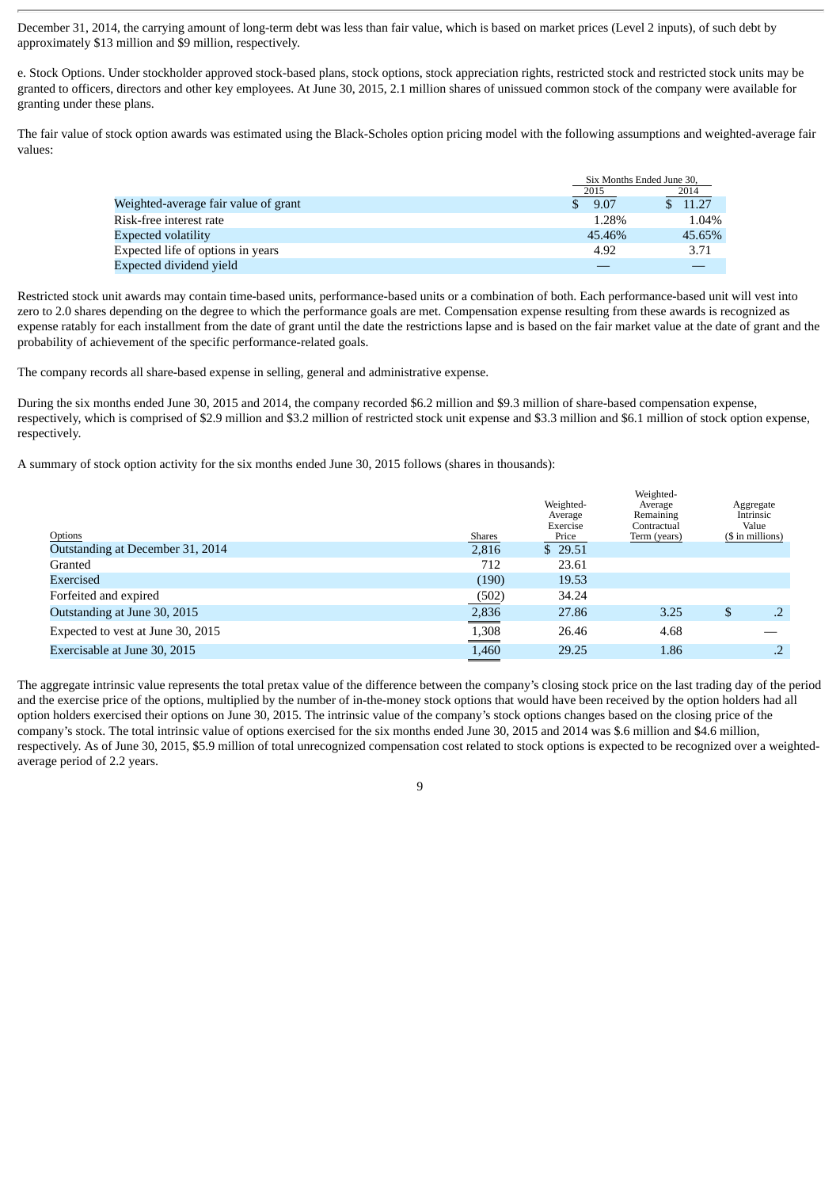December 31, 2014, the carrying amount of long-term debt was less than fair value, which is based on market prices (Level 2 inputs), of such debt by approximately $13 million and $9 million, respectively.

e. Stock Options. Under stockholder approved stock-based plans, stock options, stock appreciation rights, restricted stock and restricted stock units may be granted to officers, directors and other key employees. At June 30, 2015, 2.1 million shares of unissued common stock of the company were available for granting under these plans.

The fair value of stock option awards was estimated using the Black-Scholes option pricing model with the following assumptions and weighted-average fair values:

| | Six Months Ended June 30, | |
|---|---|---|
| | 2015 | 2014 |
| Weighted-average fair value of grant | $ 9.07 | $ 11.27 |
| Risk-free interest rate | 1.28% | 1.04% |
| Expected volatility | 45.46% | 45.65% |
| Expected life of options in years | 4.92 | 3.71 |
| Expected dividend yield | — | — |

Restricted stock unit awards may contain time-based units, performance-based units or a combination of both. Each performance-based unit will vest into zero to 2.0 shares depending on the degree to which the performance goals are met. Compensation expense resulting from these awards is recognized as expense ratably for each installment from the date of grant until the date the restrictions lapse and is based on the fair market value at the date of grant and the probability of achievement of the specific performance-related goals.

The company records all share-based expense in selling, general and administrative expense.

During the six months ended June 30, 2015 and 2014, the company recorded $6.2 million and $9.3 million of share-based compensation expense, respectively, which is comprised of $2.9 million and $3.2 million of restricted stock unit expense and $3.3 million and $6.1 million of stock option expense, respectively.

A summary of stock option activity for the six months ended June 30, 2015 follows (shares in thousands):

| Options | Shares | Weighted-Average Exercise Price | Weighted-Average Remaining Contractual Term (years) | Aggregate Intrinsic Value ($ in millions) |
|---|---|---|---|---|
| Outstanding at December 31, 2014 | 2,816 | $ 29.51 | | |
| Granted | 712 | 23.61 | | |
| Exercised | (190) | 19.53 | | |
| Forfeited and expired | (502) | 34.24 | | |
| Outstanding at June 30, 2015 | 2,836 | 27.86 | 3.25 | $ .2 |
| Expected to vest at June 30, 2015 | 1,308 | 26.46 | 4.68 | — |
| Exercisable at June 30, 2015 | 1,460 | 29.25 | 1.86 | .2 |

The aggregate intrinsic value represents the total pretax value of the difference between the company's closing stock price on the last trading day of the period and the exercise price of the options, multiplied by the number of in-the-money stock options that would have been received by the option holders had all option holders exercised their options on June 30, 2015. The intrinsic value of the company's stock options changes based on the closing price of the company's stock. The total intrinsic value of options exercised for the six months ended June 30, 2015 and 2014 was $.6 million and $4.6 million, respectively. As of June 30, 2015, $5.9 million of total unrecognized compensation cost related to stock options is expected to be recognized over a weighted-average period of 2.2 years.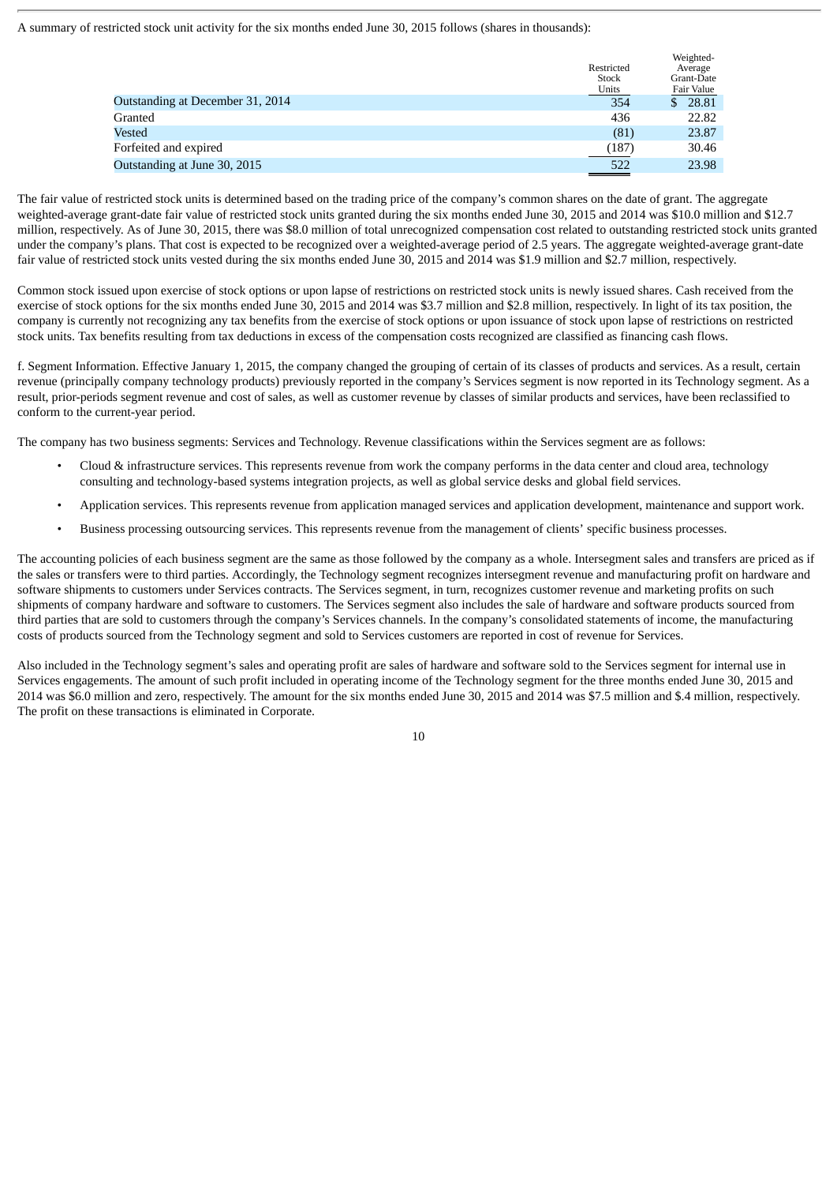A summary of restricted stock unit activity for the six months ended June 30, 2015 follows (shares in thousands):

| | Restricted Stock Units | Weighted-Average Grant-Date Fair Value |
|---|---|---|
| Outstanding at December 31, 2014 | 354 | $ 28.81 |
| Granted | 436 | 22.82 |
| Vested | (81) | 23.87 |
| Forfeited and expired | (187) | 30.46 |
| Outstanding at June 30, 2015 | 522 | 23.98 |

The fair value of restricted stock units is determined based on the trading price of the company's common shares on the date of grant. The aggregate weighted-average grant-date fair value of restricted stock units granted during the six months ended June 30, 2015 and 2014 was $10.0 million and $12.7 million, respectively. As of June 30, 2015, there was $8.0 million of total unrecognized compensation cost related to outstanding restricted stock units granted under the company's plans. That cost is expected to be recognized over a weighted-average period of 2.5 years. The aggregate weighted-average grant-date fair value of restricted stock units vested during the six months ended June 30, 2015 and 2014 was $1.9 million and $2.7 million, respectively.

Common stock issued upon exercise of stock options or upon lapse of restrictions on restricted stock units is newly issued shares. Cash received from the exercise of stock options for the six months ended June 30, 2015 and 2014 was $3.7 million and $2.8 million, respectively. In light of its tax position, the company is currently not recognizing any tax benefits from the exercise of stock options or upon issuance of stock upon lapse of restrictions on restricted stock units. Tax benefits resulting from tax deductions in excess of the compensation costs recognized are classified as financing cash flows.

f. Segment Information. Effective January 1, 2015, the company changed the grouping of certain of its classes of products and services. As a result, certain revenue (principally company technology products) previously reported in the company's Services segment is now reported in its Technology segment. As a result, prior-periods segment revenue and cost of sales, as well as customer revenue by classes of similar products and services, have been reclassified to conform to the current-year period.

The company has two business segments: Services and Technology. Revenue classifications within the Services segment are as follows:

- Cloud & infrastructure services. This represents revenue from work the company performs in the data center and cloud area, technology consulting and technology-based systems integration projects, as well as global service desks and global field services.
- Application services. This represents revenue from application managed services and application development, maintenance and support work.
- Business processing outsourcing services. This represents revenue from the management of clients' specific business processes.

The accounting policies of each business segment are the same as those followed by the company as a whole. Intersegment sales and transfers are priced as if the sales or transfers were to third parties. Accordingly, the Technology segment recognizes intersegment revenue and manufacturing profit on hardware and software shipments to customers under Services contracts. The Services segment, in turn, recognizes customer revenue and marketing profits on such shipments of company hardware and software to customers. The Services segment also includes the sale of hardware and software products sourced from third parties that are sold to customers through the company's Services channels. In the company's consolidated statements of income, the manufacturing costs of products sourced from the Technology segment and sold to Services customers are reported in cost of revenue for Services.

Also included in the Technology segment's sales and operating profit are sales of hardware and software sold to the Services segment for internal use in Services engagements. The amount of such profit included in operating income of the Technology segment for the three months ended June 30, 2015 and 2014 was $6.0 million and zero, respectively. The amount for the six months ended June 30, 2015 and 2014 was $7.5 million and $.4 million, respectively. The profit on these transactions is eliminated in Corporate.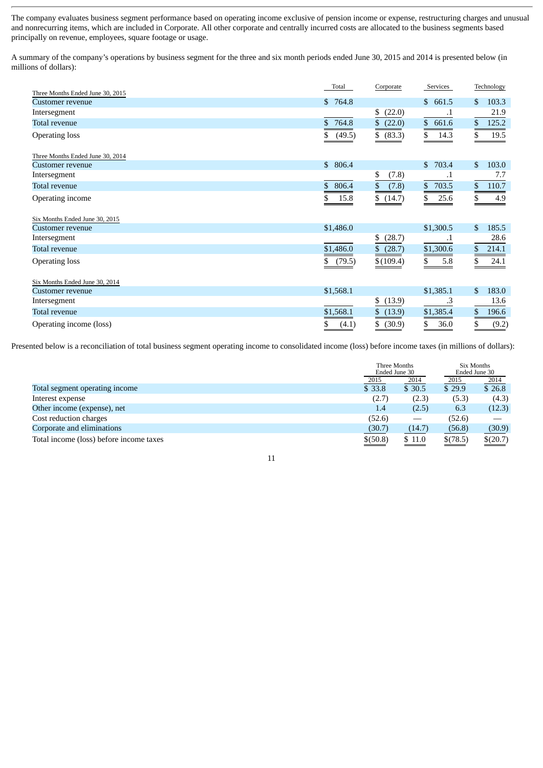The company evaluates business segment performance based on operating income exclusive of pension income or expense, restructuring charges and unusual and nonrecurring items, which are included in Corporate. All other corporate and centrally incurred costs are allocated to the business segments based principally on revenue, employees, square footage or usage.

A summary of the company's operations by business segment for the three and six month periods ended June 30, 2015 and 2014 is presented below (in millions of dollars):

| | Total | Corporate | Services | Technology |
|---|---|---|---|---|
| **Three Months Ended June 30, 2015** | | | | |
| Customer revenue | $ 764.8 | | $ 661.5 | $ 103.3 |
| Intersegment | | $ (22.0) | .1 | 21.9 |
| Total revenue | $ 764.8 | $ (22.0) | $ 661.6 | $ 125.2 |
| Operating loss | $ (49.5) | $ (83.3) | $ 14.3 | $ 19.5 |
| **Three Months Ended June 30, 2014** | | | | |
| Customer revenue | $ 806.4 | | $ 703.4 | $ 103.0 |
| Intersegment | | $ (7.8) | .1 | 7.7 |
| Total revenue | $ 806.4 | $ (7.8) | $ 703.5 | $ 110.7 |
| Operating income | $ 15.8 | $ (14.7) | $ 25.6 | $ 4.9 |
| **Six Months Ended June 30, 2015** | | | | |
| Customer revenue | $1,486.0 | | $1,300.5 | $ 185.5 |
| Intersegment | | $ (28.7) | .1 | 28.6 |
| Total revenue | $1,486.0 | $ (28.7) | $1,300.6 | $ 214.1 |
| Operating loss | $ (79.5) | $(109.4) | $ 5.8 | $ 24.1 |
| **Six Months Ended June 30, 2014** | | | | |
| Customer revenue | $1,568.1 | | $1,385.1 | $ 183.0 |
| Intersegment | | $ (13.9) | .3 | 13.6 |
| Total revenue | $1,568.1 | $ (13.9) | $1,385.4 | $ 196.6 |
| Operating income (loss) | $ (4.1) | $ (30.9) | $ 36.0 | $ (9.2) |

Presented below is a reconciliation of total business segment operating income to consolidated income (loss) before income taxes (in millions of dollars):

| | Three Months Ended June 30 | | Six Months Ended June 30 | |
|---|---|---|---|---|
| | 2015 | 2014 | 2015 | 2014 |
| Total segment operating income | $ 33.8 | $ 30.5 | $ 29.9 | $ 26.8 |
| Interest expense | (2.7) | (2.3) | (5.3) | (4.3) |
| Other income (expense), net | 1.4 | (2.5) | 6.3 | (12.3) |
| Cost reduction charges | (52.6) | — | (52.6) | — |
| Corporate and eliminations | (30.7) | (14.7) | (56.8) | (30.9) |
| Total income (loss) before income taxes | $(50.8) | $ 11.0 | $(78.5) | $(20.7) |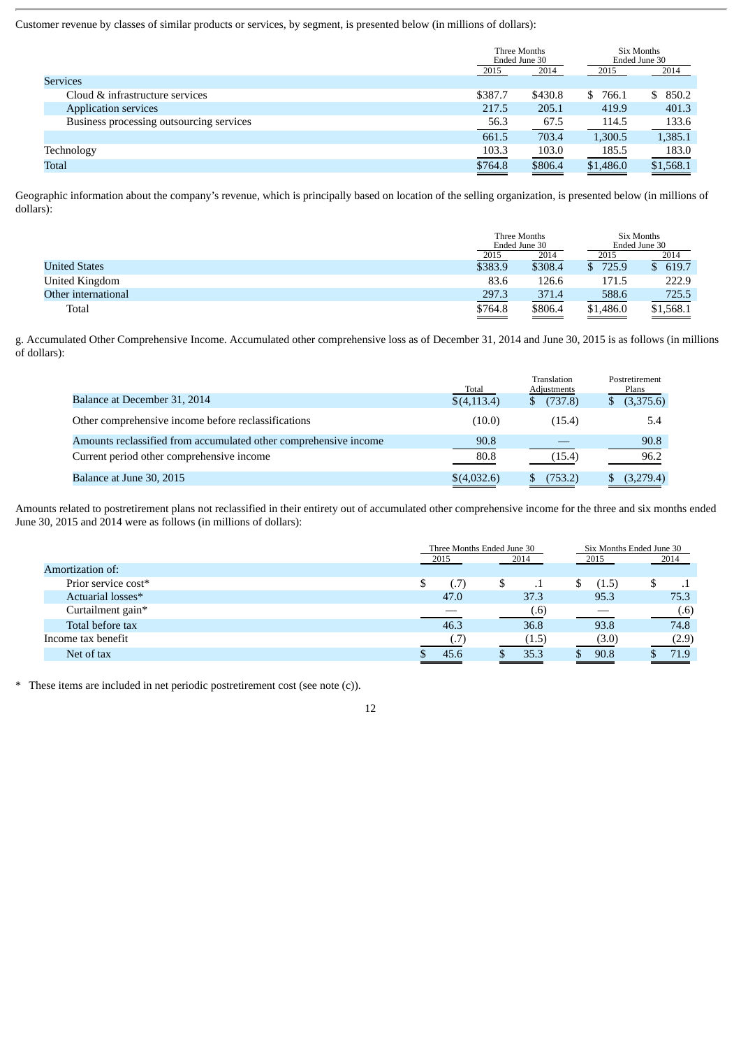Customer revenue by classes of similar products or services, by segment, is presented below (in millions of dollars):

| | Three Months Ended June 30 | | Six Months Ended June 30 | |
|---|---|---|---|---|
| | 2015 | 2014 | 2015 | 2014 |
| Services | | | | |
| Cloud & infrastructure services | $387.7 | $430.8 | $ 766.1 | $ 850.2 |
| Application services | 217.5 | 205.1 | 419.9 | 401.3 |
| Business processing outsourcing services | 56.3 | 67.5 | 114.5 | 133.6 |
| | 661.5 | 703.4 | 1,300.5 | 1,385.1 |
| Technology | 103.3 | 103.0 | 185.5 | 183.0 |
| Total | $764.8 | $806.4 | $1,486.0 | $1,568.1 |

Geographic information about the company's revenue, which is principally based on location of the selling organization, is presented below (in millions of dollars):

| | Three Months Ended June 30 | | Six Months Ended June 30 | |
|---|---|---|---|---|
| | 2015 | 2014 | 2015 | 2014 |
| United States | $383.9 | $308.4 | $ 725.9 | $ 619.7 |
| United Kingdom | 83.6 | 126.6 | 171.5 | 222.9 |
| Other international | 297.3 | 371.4 | 588.6 | 725.5 |
| Total | $764.8 | $806.4 | $1,486.0 | $1,568.1 |

g. Accumulated Other Comprehensive Income. Accumulated other comprehensive loss as of December 31, 2014 and June 30, 2015 is as follows (in millions of dollars):

| | Total | Translation Adjustments | Postretirement Plans |
|---|---|---|---|
| Balance at December 31, 2014 | $(4,113.4) | $ (737.8) | $ (3,375.6) |
| Other comprehensive income before reclassifications | (10.0) | (15.4) | 5.4 |
| Amounts reclassified from accumulated other comprehensive income | 90.8 | — | 90.8 |
| Current period other comprehensive income | 80.8 | (15.4) | 96.2 |
| Balance at June 30, 2015 | $(4,032.6) | $ (753.2) | $ (3,279.4) |

Amounts related to postretirement plans not reclassified in their entirety out of accumulated other comprehensive income for the three and six months ended June 30, 2015 and 2014 were as follows (in millions of dollars):

| | Three Months Ended June 30 | | Six Months Ended June 30 | |
|---|---|---|---|---|
| | 2015 | 2014 | 2015 | 2014 |
| Amortization of: | | | | |
| Prior service cost* | $ (.7) | $ .1 | $ (1.5) | $ .1 |
| Actuarial losses* | 47.0 | 37.3 | 95.3 | 75.3 |
| Curtailment gain* | — | (.6) | — | (.6) |
| Total before tax | 46.3 | 36.8 | 93.8 | 74.8 |
| Income tax benefit | (.7) | (1.5) | (3.0) | (2.9) |
| Net of tax | $ 45.6 | $ 35.3 | $ 90.8 | $ 71.9 |

\* These items are included in net periodic postretirement cost (see note (c)).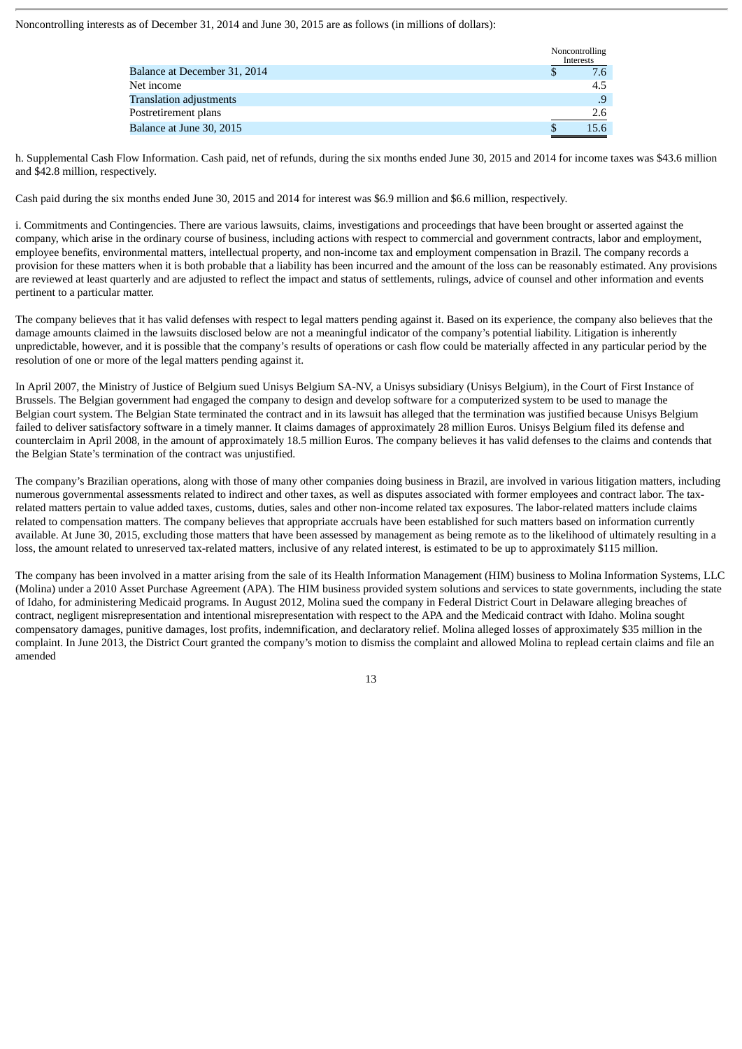Noncontrolling interests as of December 31, 2014 and June 30, 2015 are as follows (in millions of dollars):

| | Noncontrolling Interests |
|---|---|
| Balance at December 31, 2014 | $ 7.6 |
| Net income | 4.5 |
| Translation adjustments | .9 |
| Postretirement plans | 2.6 |
| Balance at June 30, 2015 | $ 15.6 |

h. Supplemental Cash Flow Information. Cash paid, net of refunds, during the six months ended June 30, 2015 and 2014 for income taxes was $43.6 million and $42.8 million, respectively.

Cash paid during the six months ended June 30, 2015 and 2014 for interest was $6.9 million and $6.6 million, respectively.

i. Commitments and Contingencies. There are various lawsuits, claims, investigations and proceedings that have been brought or asserted against the company, which arise in the ordinary course of business, including actions with respect to commercial and government contracts, labor and employment, employee benefits, environmental matters, intellectual property, and non-income tax and employment compensation in Brazil. The company records a provision for these matters when it is both probable that a liability has been incurred and the amount of the loss can be reasonably estimated. Any provisions are reviewed at least quarterly and are adjusted to reflect the impact and status of settlements, rulings, advice of counsel and other information and events pertinent to a particular matter.

The company believes that it has valid defenses with respect to legal matters pending against it. Based on its experience, the company also believes that the damage amounts claimed in the lawsuits disclosed below are not a meaningful indicator of the company's potential liability. Litigation is inherently unpredictable, however, and it is possible that the company's results of operations or cash flow could be materially affected in any particular period by the resolution of one or more of the legal matters pending against it.

In April 2007, the Ministry of Justice of Belgium sued Unisys Belgium SA-NV, a Unisys subsidiary (Unisys Belgium), in the Court of First Instance of Brussels. The Belgian government had engaged the company to design and develop software for a computerized system to be used to manage the Belgian court system. The Belgian State terminated the contract and in its lawsuit has alleged that the termination was justified because Unisys Belgium failed to deliver satisfactory software in a timely manner. It claims damages of approximately 28 million Euros. Unisys Belgium filed its defense and counterclaim in April 2008, in the amount of approximately 18.5 million Euros. The company believes it has valid defenses to the claims and contends that the Belgian State's termination of the contract was unjustified.

The company's Brazilian operations, along with those of many other companies doing business in Brazil, are involved in various litigation matters, including numerous governmental assessments related to indirect and other taxes, as well as disputes associated with former employees and contract labor. The tax-related matters pertain to value added taxes, customs, duties, sales and other non-income related tax exposures. The labor-related matters include claims related to compensation matters. The company believes that appropriate accruals have been established for such matters based on information currently available. At June 30, 2015, excluding those matters that have been assessed by management as being remote as to the likelihood of ultimately resulting in a loss, the amount related to unreserved tax-related matters, inclusive of any related interest, is estimated to be up to approximately $115 million.

The company has been involved in a matter arising from the sale of its Health Information Management (HIM) business to Molina Information Systems, LLC (Molina) under a 2010 Asset Purchase Agreement (APA). The HIM business provided system solutions and services to state governments, including the state of Idaho, for administering Medicaid programs. In August 2012, Molina sued the company in Federal District Court in Delaware alleging breaches of contract, negligent misrepresentation and intentional misrepresentation with respect to the APA and the Medicaid contract with Idaho. Molina sought compensatory damages, punitive damages, lost profits, indemnification, and declaratory relief. Molina alleged losses of approximately $35 million in the complaint. In June 2013, the District Court granted the company's motion to dismiss the complaint and allowed Molina to replead certain claims and file an amended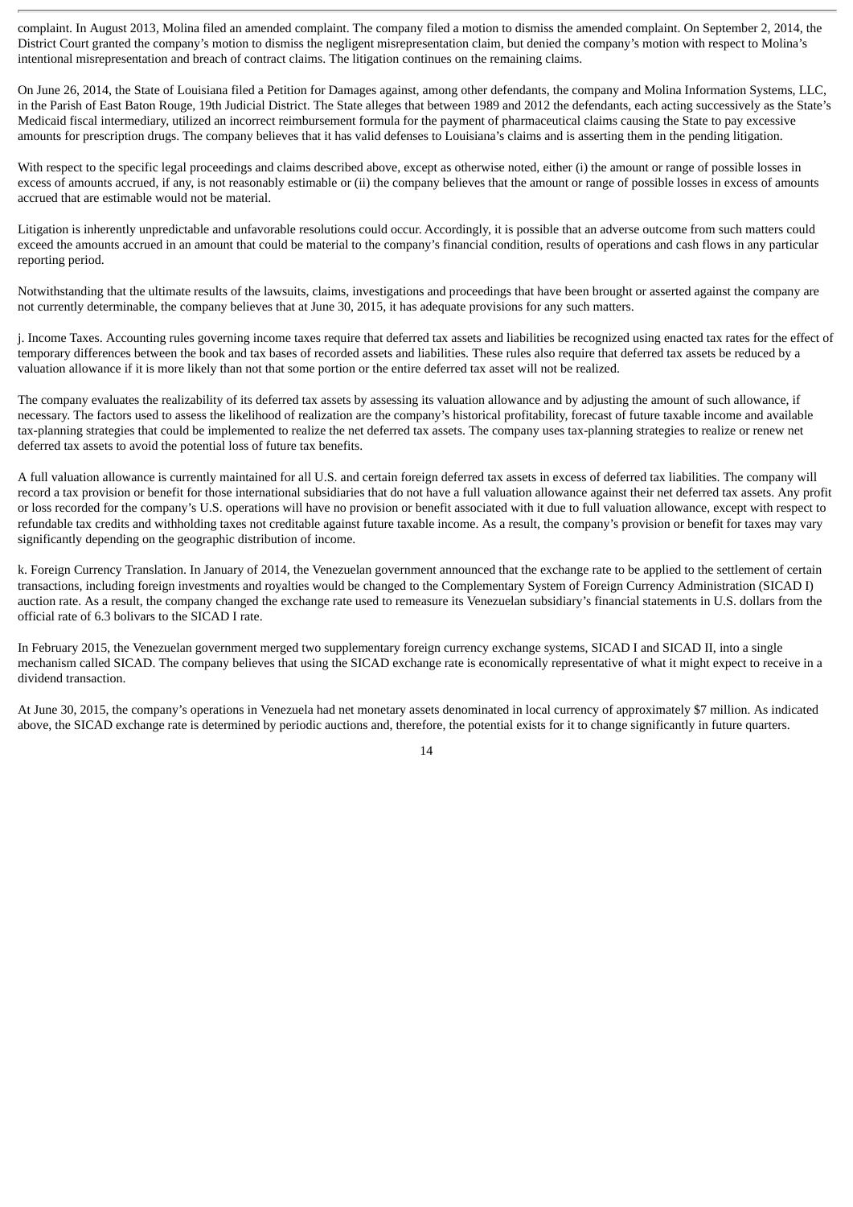complaint. In August 2013, Molina filed an amended complaint. The company filed a motion to dismiss the amended complaint. On September 2, 2014, the District Court granted the company's motion to dismiss the negligent misrepresentation claim, but denied the company's motion with respect to Molina's intentional misrepresentation and breach of contract claims. The litigation continues on the remaining claims.

On June 26, 2014, the State of Louisiana filed a Petition for Damages against, among other defendants, the company and Molina Information Systems, LLC, in the Parish of East Baton Rouge, 19th Judicial District. The State alleges that between 1989 and 2012 the defendants, each acting successively as the State's Medicaid fiscal intermediary, utilized an incorrect reimbursement formula for the payment of pharmaceutical claims causing the State to pay excessive amounts for prescription drugs. The company believes that it has valid defenses to Louisiana's claims and is asserting them in the pending litigation.

With respect to the specific legal proceedings and claims described above, except as otherwise noted, either (i) the amount or range of possible losses in excess of amounts accrued, if any, is not reasonably estimable or (ii) the company believes that the amount or range of possible losses in excess of amounts accrued that are estimable would not be material.

Litigation is inherently unpredictable and unfavorable resolutions could occur. Accordingly, it is possible that an adverse outcome from such matters could exceed the amounts accrued in an amount that could be material to the company's financial condition, results of operations and cash flows in any particular reporting period.

Notwithstanding that the ultimate results of the lawsuits, claims, investigations and proceedings that have been brought or asserted against the company are not currently determinable, the company believes that at June 30, 2015, it has adequate provisions for any such matters.

j. Income Taxes. Accounting rules governing income taxes require that deferred tax assets and liabilities be recognized using enacted tax rates for the effect of temporary differences between the book and tax bases of recorded assets and liabilities. These rules also require that deferred tax assets be reduced by a valuation allowance if it is more likely than not that some portion or the entire deferred tax asset will not be realized.

The company evaluates the realizability of its deferred tax assets by assessing its valuation allowance and by adjusting the amount of such allowance, if necessary. The factors used to assess the likelihood of realization are the company's historical profitability, forecast of future taxable income and available tax-planning strategies that could be implemented to realize the net deferred tax assets. The company uses tax-planning strategies to realize or renew net deferred tax assets to avoid the potential loss of future tax benefits.

A full valuation allowance is currently maintained for all U.S. and certain foreign deferred tax assets in excess of deferred tax liabilities. The company will record a tax provision or benefit for those international subsidiaries that do not have a full valuation allowance against their net deferred tax assets. Any profit or loss recorded for the company's U.S. operations will have no provision or benefit associated with it due to full valuation allowance, except with respect to refundable tax credits and withholding taxes not creditable against future taxable income. As a result, the company's provision or benefit for taxes may vary significantly depending on the geographic distribution of income.

k. Foreign Currency Translation. In January of 2014, the Venezuelan government announced that the exchange rate to be applied to the settlement of certain transactions, including foreign investments and royalties would be changed to the Complementary System of Foreign Currency Administration (SICAD I) auction rate. As a result, the company changed the exchange rate used to remeasure its Venezuelan subsidiary's financial statements in U.S. dollars from the official rate of 6.3 bolivars to the SICAD I rate.

In February 2015, the Venezuelan government merged two supplementary foreign currency exchange systems, SICAD I and SICAD II, into a single mechanism called SICAD. The company believes that using the SICAD exchange rate is economically representative of what it might expect to receive in a dividend transaction.

At June 30, 2015, the company's operations in Venezuela had net monetary assets denominated in local currency of approximately $7 million. As indicated above, the SICAD exchange rate is determined by periodic auctions and, therefore, the potential exists for it to change significantly in future quarters.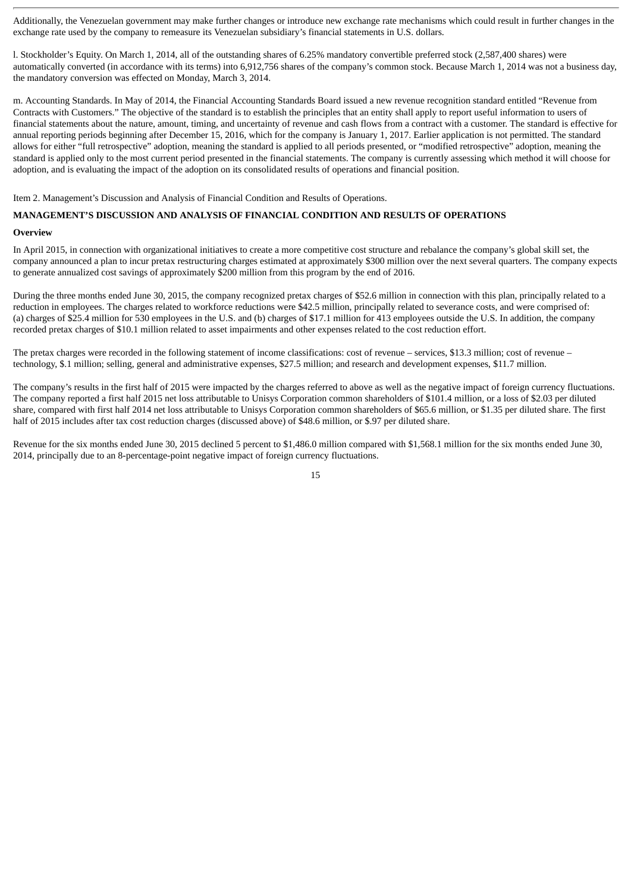Additionally, the Venezuelan government may make further changes or introduce new exchange rate mechanisms which could result in further changes in the exchange rate used by the company to remeasure its Venezuelan subsidiary's financial statements in U.S. dollars.

l. Stockholder's Equity. On March 1, 2014, all of the outstanding shares of 6.25% mandatory convertible preferred stock (2,587,400 shares) were automatically converted (in accordance with its terms) into 6,912,756 shares of the company's common stock. Because March 1, 2014 was not a business day, the mandatory conversion was effected on Monday, March 3, 2014.

m. Accounting Standards. In May of 2014, the Financial Accounting Standards Board issued a new revenue recognition standard entitled "Revenue from Contracts with Customers." The objective of the standard is to establish the principles that an entity shall apply to report useful information to users of financial statements about the nature, amount, timing, and uncertainty of revenue and cash flows from a contract with a customer. The standard is effective for annual reporting periods beginning after December 15, 2016, which for the company is January 1, 2017. Earlier application is not permitted. The standard allows for either "full retrospective" adoption, meaning the standard is applied to all periods presented, or "modified retrospective" adoption, meaning the standard is applied only to the most current period presented in the financial statements. The company is currently assessing which method it will choose for adoption, and is evaluating the impact of the adoption on its consolidated results of operations and financial position.

Item 2. Management's Discussion and Analysis of Financial Condition and Results of Operations.

## MANAGEMENT'S DISCUSSION AND ANALYSIS OF FINANCIAL CONDITION AND RESULTS OF OPERATIONS

### Overview

In April 2015, in connection with organizational initiatives to create a more competitive cost structure and rebalance the company's global skill set, the company announced a plan to incur pretax restructuring charges estimated at approximately $300 million over the next several quarters. The company expects to generate annualized cost savings of approximately $200 million from this program by the end of 2016.

During the three months ended June 30, 2015, the company recognized pretax charges of $52.6 million in connection with this plan, principally related to a reduction in employees. The charges related to workforce reductions were $42.5 million, principally related to severance costs, and were comprised of: (a) charges of $25.4 million for 530 employees in the U.S. and (b) charges of $17.1 million for 413 employees outside the U.S. In addition, the company recorded pretax charges of $10.1 million related to asset impairments and other expenses related to the cost reduction effort.

The pretax charges were recorded in the following statement of income classifications: cost of revenue – services, $13.3 million; cost of revenue – technology, $.1 million; selling, general and administrative expenses, $27.5 million; and research and development expenses, $11.7 million.

The company's results in the first half of 2015 were impacted by the charges referred to above as well as the negative impact of foreign currency fluctuations. The company reported a first half 2015 net loss attributable to Unisys Corporation common shareholders of $101.4 million, or a loss of $2.03 per diluted share, compared with first half 2014 net loss attributable to Unisys Corporation common shareholders of $65.6 million, or $1.35 per diluted share. The first half of 2015 includes after tax cost reduction charges (discussed above) of $48.6 million, or $.97 per diluted share.

Revenue for the six months ended June 30, 2015 declined 5 percent to $1,486.0 million compared with $1,568.1 million for the six months ended June 30, 2014, principally due to an 8-percentage-point negative impact of foreign currency fluctuations.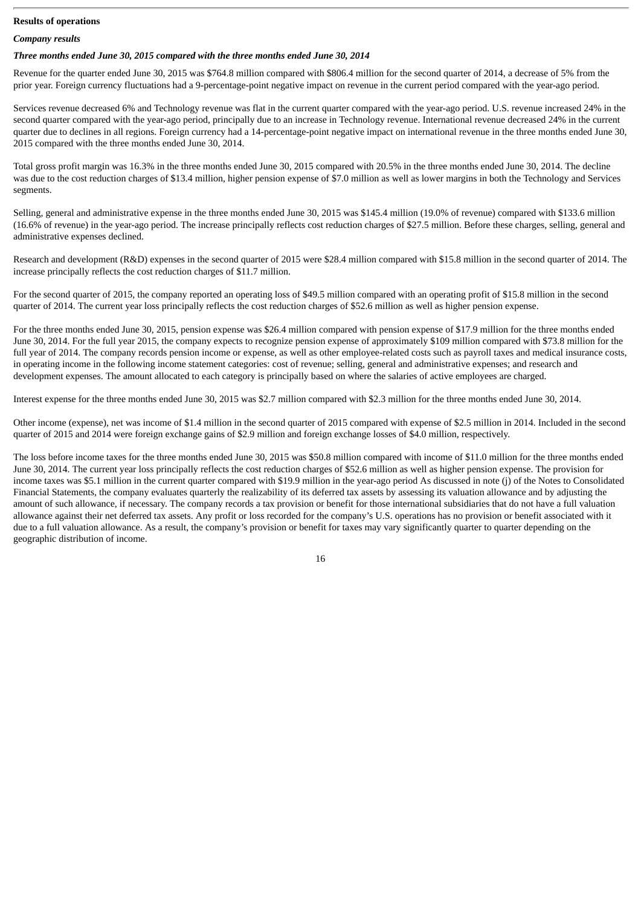**Results of operations**

***Company results***

***Three months ended June 30, 2015 compared with the three months ended June 30, 2014***

Revenue for the quarter ended June 30, 2015 was $764.8 million compared with $806.4 million for the second quarter of 2014, a decrease of 5% from the prior year. Foreign currency fluctuations had a 9-percentage-point negative impact on revenue in the current period compared with the year-ago period.

Services revenue decreased 6% and Technology revenue was flat in the current quarter compared with the year-ago period. U.S. revenue increased 24% in the second quarter compared with the year-ago period, principally due to an increase in Technology revenue. International revenue decreased 24% in the current quarter due to declines in all regions. Foreign currency had a 14-percentage-point negative impact on international revenue in the three months ended June 30, 2015 compared with the three months ended June 30, 2014.

Total gross profit margin was 16.3% in the three months ended June 30, 2015 compared with 20.5% in the three months ended June 30, 2014. The decline was due to the cost reduction charges of $13.4 million, higher pension expense of $7.0 million as well as lower margins in both the Technology and Services segments.

Selling, general and administrative expense in the three months ended June 30, 2015 was $145.4 million (19.0% of revenue) compared with $133.6 million (16.6% of revenue) in the year-ago period. The increase principally reflects cost reduction charges of $27.5 million. Before these charges, selling, general and administrative expenses declined.

Research and development (R&D) expenses in the second quarter of 2015 were $28.4 million compared with $15.8 million in the second quarter of 2014. The increase principally reflects the cost reduction charges of $11.7 million.

For the second quarter of 2015, the company reported an operating loss of $49.5 million compared with an operating profit of $15.8 million in the second quarter of 2014. The current year loss principally reflects the cost reduction charges of $52.6 million as well as higher pension expense.

For the three months ended June 30, 2015, pension expense was $26.4 million compared with pension expense of $17.9 million for the three months ended June 30, 2014. For the full year 2015, the company expects to recognize pension expense of approximately $109 million compared with $73.8 million for the full year of 2014. The company records pension income or expense, as well as other employee-related costs such as payroll taxes and medical insurance costs, in operating income in the following income statement categories: cost of revenue; selling, general and administrative expenses; and research and development expenses. The amount allocated to each category is principally based on where the salaries of active employees are charged.

Interest expense for the three months ended June 30, 2015 was $2.7 million compared with $2.3 million for the three months ended June 30, 2014.

Other income (expense), net was income of $1.4 million in the second quarter of 2015 compared with expense of $2.5 million in 2014. Included in the second quarter of 2015 and 2014 were foreign exchange gains of $2.9 million and foreign exchange losses of $4.0 million, respectively.

The loss before income taxes for the three months ended June 30, 2015 was $50.8 million compared with income of $11.0 million for the three months ended June 30, 2014. The current year loss principally reflects the cost reduction charges of $52.6 million as well as higher pension expense. The provision for income taxes was $5.1 million in the current quarter compared with $19.9 million in the year-ago period As discussed in note (j) of the Notes to Consolidated Financial Statements, the company evaluates quarterly the realizability of its deferred tax assets by assessing its valuation allowance and by adjusting the amount of such allowance, if necessary. The company records a tax provision or benefit for those international subsidiaries that do not have a full valuation allowance against their net deferred tax assets. Any profit or loss recorded for the company's U.S. operations has no provision or benefit associated with it due to a full valuation allowance. As a result, the company's provision or benefit for taxes may vary significantly quarter to quarter depending on the geographic distribution of income.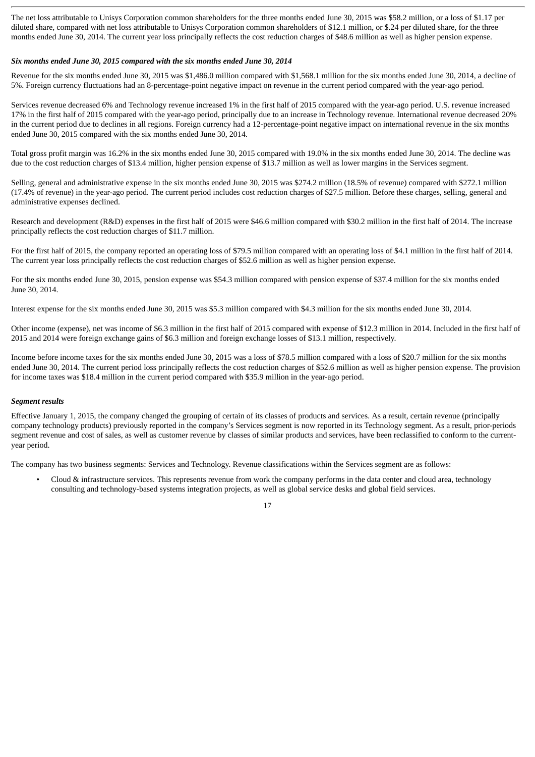The net loss attributable to Unisys Corporation common shareholders for the three months ended June 30, 2015 was $58.2 million, or a loss of $1.17 per diluted share, compared with net loss attributable to Unisys Corporation common shareholders of $12.1 million, or $.24 per diluted share, for the three months ended June 30, 2014. The current year loss principally reflects the cost reduction charges of $48.6 million as well as higher pension expense.

***Six months ended June 30, 2015 compared with the six months ended June 30, 2014***

Revenue for the six months ended June 30, 2015 was $1,486.0 million compared with $1,568.1 million for the six months ended June 30, 2014, a decline of 5%. Foreign currency fluctuations had an 8-percentage-point negative impact on revenue in the current period compared with the year-ago period.

Services revenue decreased 6% and Technology revenue increased 1% in the first half of 2015 compared with the year-ago period. U.S. revenue increased 17% in the first half of 2015 compared with the year-ago period, principally due to an increase in Technology revenue. International revenue decreased 20% in the current period due to declines in all regions. Foreign currency had a 12-percentage-point negative impact on international revenue in the six months ended June 30, 2015 compared with the six months ended June 30, 2014.

Total gross profit margin was 16.2% in the six months ended June 30, 2015 compared with 19.0% in the six months ended June 30, 2014. The decline was due to the cost reduction charges of $13.4 million, higher pension expense of $13.7 million as well as lower margins in the Services segment.

Selling, general and administrative expense in the six months ended June 30, 2015 was $274.2 million (18.5% of revenue) compared with $272.1 million (17.4% of revenue) in the year-ago period. The current period includes cost reduction charges of $27.5 million. Before these charges, selling, general and administrative expenses declined.

Research and development (R&D) expenses in the first half of 2015 were $46.6 million compared with $30.2 million in the first half of 2014. The increase principally reflects the cost reduction charges of $11.7 million.

For the first half of 2015, the company reported an operating loss of $79.5 million compared with an operating loss of $4.1 million in the first half of 2014. The current year loss principally reflects the cost reduction charges of $52.6 million as well as higher pension expense.

For the six months ended June 30, 2015, pension expense was $54.3 million compared with pension expense of $37.4 million for the six months ended June 30, 2014.

Interest expense for the six months ended June 30, 2015 was $5.3 million compared with $4.3 million for the six months ended June 30, 2014.

Other income (expense), net was income of $6.3 million in the first half of 2015 compared with expense of $12.3 million in 2014. Included in the first half of 2015 and 2014 were foreign exchange gains of $6.3 million and foreign exchange losses of $13.1 million, respectively.

Income before income taxes for the six months ended June 30, 2015 was a loss of $78.5 million compared with a loss of $20.7 million for the six months ended June 30, 2014. The current period loss principally reflects the cost reduction charges of $52.6 million as well as higher pension expense. The provision for income taxes was $18.4 million in the current period compared with $35.9 million in the year-ago period.

***Segment results***

Effective January 1, 2015, the company changed the grouping of certain of its classes of products and services. As a result, certain revenue (principally company technology products) previously reported in the company's Services segment is now reported in its Technology segment. As a result, prior-periods segment revenue and cost of sales, as well as customer revenue by classes of similar products and services, have been reclassified to conform to the current-year period.

The company has two business segments: Services and Technology. Revenue classifications within the Services segment are as follows:

- Cloud & infrastructure services. This represents revenue from work the company performs in the data center and cloud area, technology consulting and technology-based systems integration projects, as well as global service desks and global field services.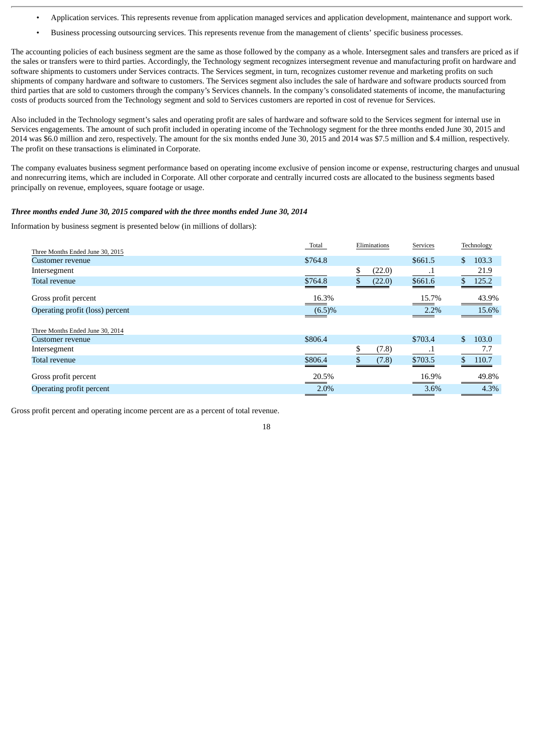- Application services. This represents revenue from application managed services and application development, maintenance and support work.
- Business processing outsourcing services. This represents revenue from the management of clients' specific business processes.

The accounting policies of each business segment are the same as those followed by the company as a whole. Intersegment sales and transfers are priced as if the sales or transfers were to third parties. Accordingly, the Technology segment recognizes intersegment revenue and manufacturing profit on hardware and software shipments to customers under Services contracts. The Services segment, in turn, recognizes customer revenue and marketing profits on such shipments of company hardware and software to customers. The Services segment also includes the sale of hardware and software products sourced from third parties that are sold to customers through the company's Services channels. In the company's consolidated statements of income, the manufacturing costs of products sourced from the Technology segment and sold to Services customers are reported in cost of revenue for Services.

Also included in the Technology segment's sales and operating profit are sales of hardware and software sold to the Services segment for internal use in Services engagements. The amount of such profit included in operating income of the Technology segment for the three months ended June 30, 2015 and 2014 was $6.0 million and zero, respectively. The amount for the six months ended June 30, 2015 and 2014 was $7.5 million and $.4 million, respectively. The profit on these transactions is eliminated in Corporate.

The company evaluates business segment performance based on operating income exclusive of pension income or expense, restructuring charges and unusual and nonrecurring items, which are included in Corporate. All other corporate and centrally incurred costs are allocated to the business segments based principally on revenue, employees, square footage or usage.

***Three months ended June 30, 2015 compared with the three months ended June 30, 2014***

Information by business segment is presented below (in millions of dollars):

| | Total | Eliminations | Services | Technology |
|---|---|---|---|---|
| Three Months Ended June 30, 2015 | | | | |
| Customer revenue | $764.8 | | $661.5 | $ 103.3 |
| Intersegment | | $ (22.0) | .1 | 21.9 |
| Total revenue | $764.8 | $ (22.0) | $661.6 | $ 125.2 |
| Gross profit percent | 16.3% | | 15.7% | 43.9% |
| Operating profit (loss) percent | (6.5)% | | 2.2% | 15.6% |
| Three Months Ended June 30, 2014 | | | | |
| Customer revenue | $806.4 | | $703.4 | $ 103.0 |
| Intersegment | | $ (7.8) | .1 | 7.7 |
| Total revenue | $806.4 | $ (7.8) | $703.5 | $ 110.7 |
| Gross profit percent | 20.5% | | 16.9% | 49.8% |
| Operating profit percent | 2.0% | | 3.6% | 4.3% |

Gross profit percent and operating income percent are as a percent of total revenue.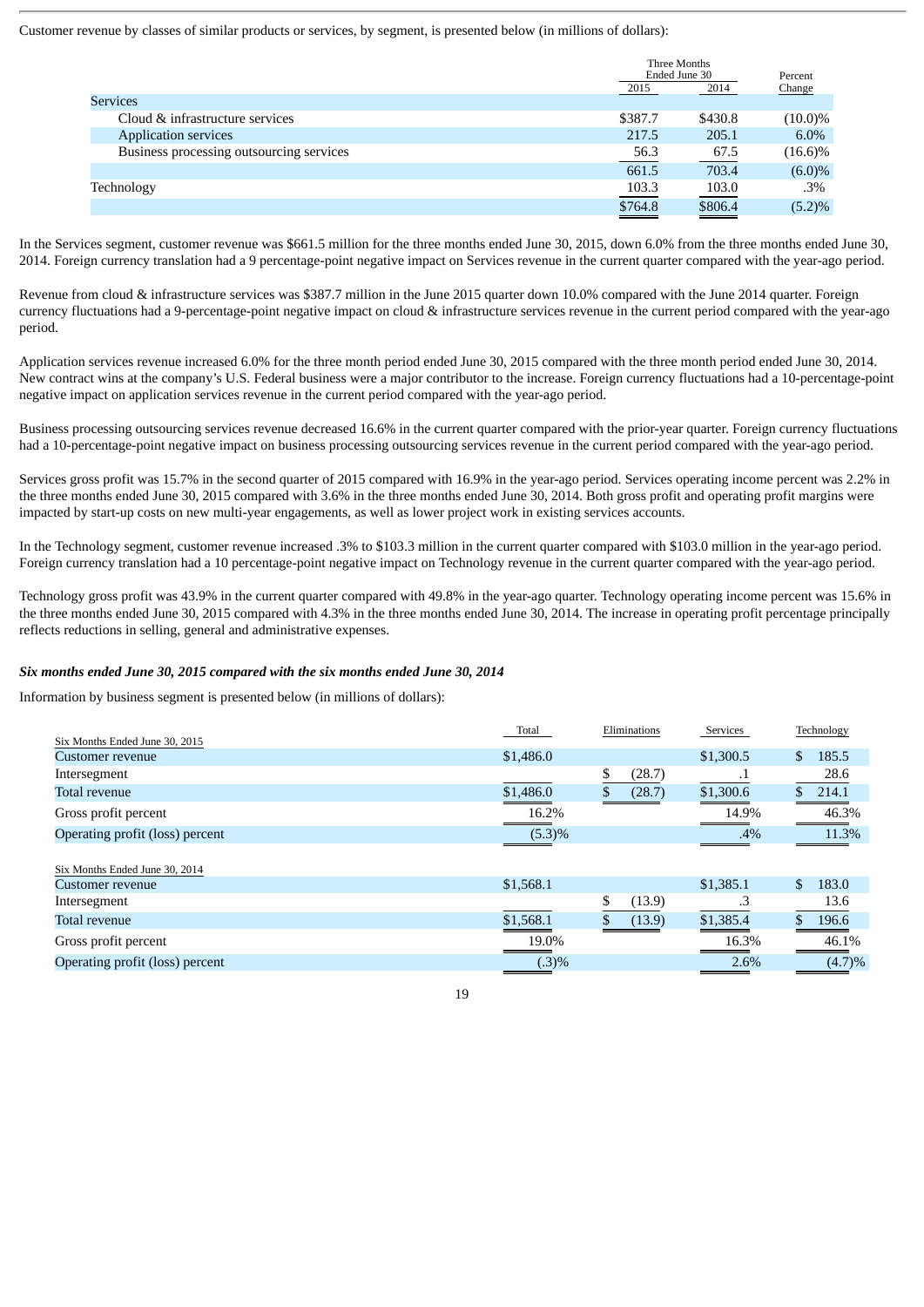Customer revenue by classes of similar products or services, by segment, is presented below (in millions of dollars):

| | Three Months Ended June 30 | | Percent Change |
|---|---|---|---|
| | 2015 | 2014 | |
| Services | | | |
| Cloud & infrastructure services | $387.7 | $430.8 | (10.0)% |
| Application services | 217.5 | 205.1 | 6.0% |
| Business processing outsourcing services | 56.3 | 67.5 | (16.6)% |
| | 661.5 | 703.4 | (6.0)% |
| Technology | 103.3 | 103.0 | .3% |
| | $764.8 | $806.4 | (5.2)% |

In the Services segment, customer revenue was $661.5 million for the three months ended June 30, 2015, down 6.0% from the three months ended June 30, 2014. Foreign currency translation had a 9 percentage-point negative impact on Services revenue in the current quarter compared with the year-ago period.

Revenue from cloud & infrastructure services was $387.7 million in the June 2015 quarter down 10.0% compared with the June 2014 quarter. Foreign currency fluctuations had a 9-percentage-point negative impact on cloud & infrastructure services revenue in the current period compared with the year-ago period.

Application services revenue increased 6.0% for the three month period ended June 30, 2015 compared with the three month period ended June 30, 2014. New contract wins at the company's U.S. Federal business were a major contributor to the increase. Foreign currency fluctuations had a 10-percentage-point negative impact on application services revenue in the current period compared with the year-ago period.

Business processing outsourcing services revenue decreased 16.6% in the current quarter compared with the prior-year quarter. Foreign currency fluctuations had a 10-percentage-point negative impact on business processing outsourcing services revenue in the current period compared with the year-ago period.

Services gross profit was 15.7% in the second quarter of 2015 compared with 16.9% in the year-ago period. Services operating income percent was 2.2% in the three months ended June 30, 2015 compared with 3.6% in the three months ended June 30, 2014. Both gross profit and operating profit margins were impacted by start-up costs on new multi-year engagements, as well as lower project work in existing services accounts.

In the Technology segment, customer revenue increased .3% to $103.3 million in the current quarter compared with $103.0 million in the year-ago period. Foreign currency translation had a 10 percentage-point negative impact on Technology revenue in the current quarter compared with the year-ago period.

Technology gross profit was 43.9% in the current quarter compared with 49.8% in the year-ago quarter. Technology operating income percent was 15.6% in the three months ended June 30, 2015 compared with 4.3% in the three months ended June 30, 2014. The increase in operating profit percentage principally reflects reductions in selling, general and administrative expenses.

***Six months ended June 30, 2015 compared with the six months ended June 30, 2014***

Information by business segment is presented below (in millions of dollars):

| | Total | Eliminations | Services | Technology |
|---|---|---|---|---|
| Six Months Ended June 30, 2015 | | | | |
| Customer revenue | $1,486.0 | | $1,300.5 | $ 185.5 |
| Intersegment | | $ (28.7) | .1 | 28.6 |
| Total revenue | $1,486.0 | $ (28.7) | $1,300.6 | $ 214.1 |
| Gross profit percent | 16.2% | | 14.9% | 46.3% |
| Operating profit (loss) percent | (5.3)% | | .4% | 11.3% |
| Six Months Ended June 30, 2014 | | | | |
| Customer revenue | $1,568.1 | | $1,385.1 | $ 183.0 |
| Intersegment | | $ (13.9) | .3 | 13.6 |
| Total revenue | $1,568.1 | $ (13.9) | $1,385.4 | $ 196.6 |
| Gross profit percent | 19.0% | | 16.3% | 46.1% |
| Operating profit (loss) percent | (.3)% | | 2.6% | (4.7)% |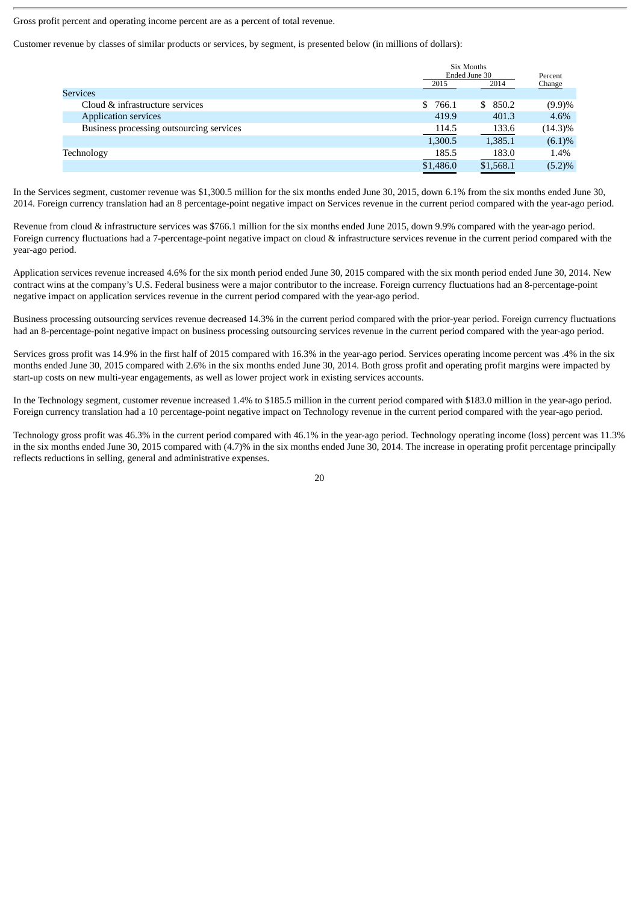Gross profit percent and operating income percent are as a percent of total revenue.

Customer revenue by classes of similar products or services, by segment, is presented below (in millions of dollars):

| | Six Months Ended June 30 | | Percent Change |
|---|---|---|---|
| | 2015 | 2014 | |
| Services | | | |
| Cloud & infrastructure services | $ 766.1 | $ 850.2 | (9.9)% |
| Application services | 419.9 | 401.3 | 4.6% |
| Business processing outsourcing services | 114.5 | 133.6 | (14.3)% |
| | 1,300.5 | 1,385.1 | (6.1)% |
| Technology | 185.5 | 183.0 | 1.4% |
| | $1,486.0 | $1,568.1 | (5.2)% |

In the Services segment, customer revenue was $1,300.5 million for the six months ended June 30, 2015, down 6.1% from the six months ended June 30, 2014. Foreign currency translation had an 8 percentage-point negative impact on Services revenue in the current period compared with the year-ago period.

Revenue from cloud & infrastructure services was $766.1 million for the six months ended June 2015, down 9.9% compared with the year-ago period. Foreign currency fluctuations had a 7-percentage-point negative impact on cloud & infrastructure services revenue in the current period compared with the year-ago period.

Application services revenue increased 4.6% for the six month period ended June 30, 2015 compared with the six month period ended June 30, 2014. New contract wins at the company's U.S. Federal business were a major contributor to the increase. Foreign currency fluctuations had an 8-percentage-point negative impact on application services revenue in the current period compared with the year-ago period.

Business processing outsourcing services revenue decreased 14.3% in the current period compared with the prior-year period. Foreign currency fluctuations had an 8-percentage-point negative impact on business processing outsourcing services revenue in the current period compared with the year-ago period.

Services gross profit was 14.9% in the first half of 2015 compared with 16.3% in the year-ago period. Services operating income percent was .4% in the six months ended June 30, 2015 compared with 2.6% in the six months ended June 30, 2014. Both gross profit and operating profit margins were impacted by start-up costs on new multi-year engagements, as well as lower project work in existing services accounts.

In the Technology segment, customer revenue increased 1.4% to $185.5 million in the current period compared with $183.0 million in the year-ago period. Foreign currency translation had a 10 percentage-point negative impact on Technology revenue in the current period compared with the year-ago period.

Technology gross profit was 46.3% in the current period compared with 46.1% in the year-ago period. Technology operating income (loss) percent was 11.3% in the six months ended June 30, 2015 compared with (4.7)% in the six months ended June 30, 2014. The increase in operating profit percentage principally reflects reductions in selling, general and administrative expenses.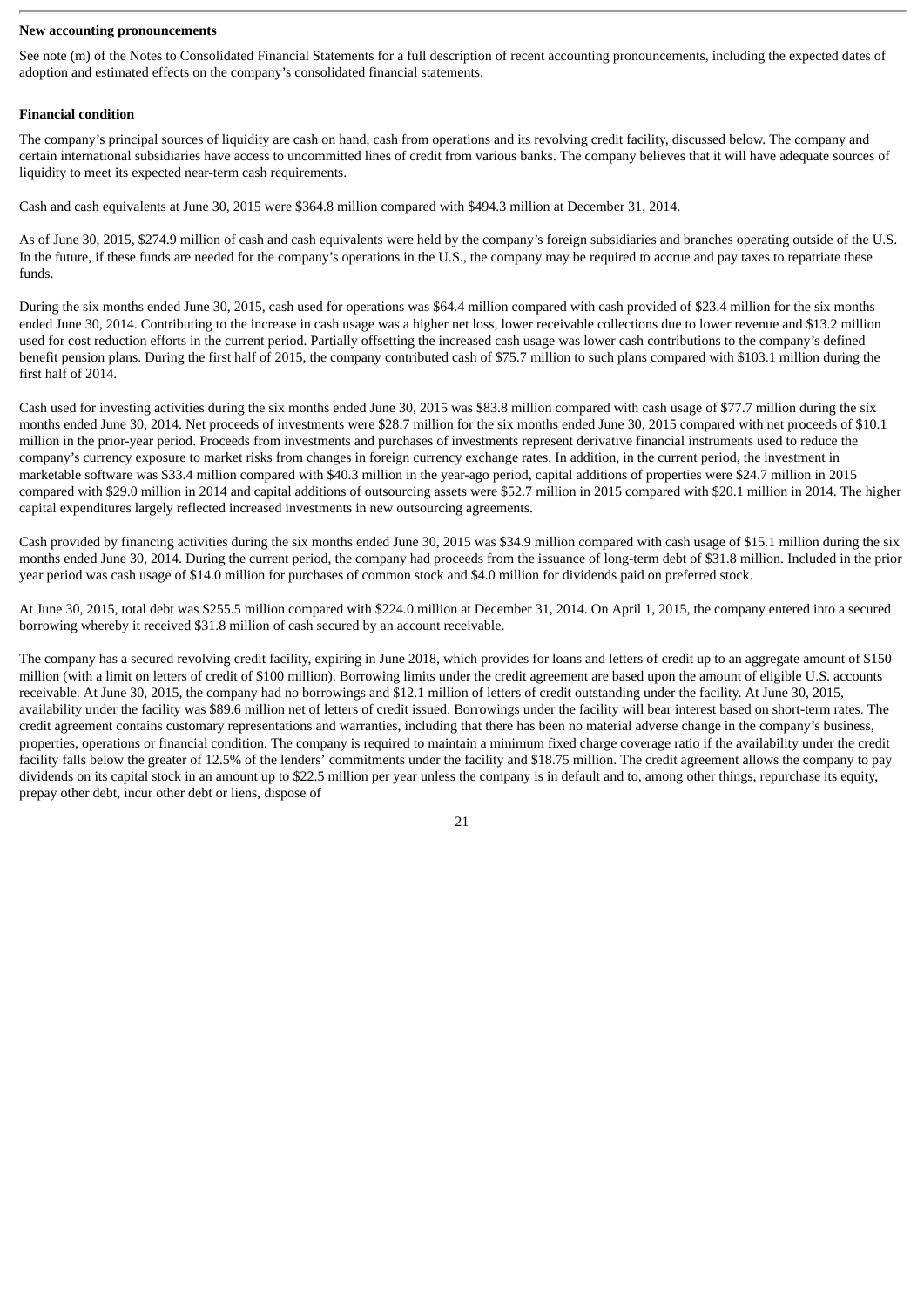**New accounting pronouncements**

See note (m) of the Notes to Consolidated Financial Statements for a full description of recent accounting pronouncements, including the expected dates of adoption and estimated effects on the company's consolidated financial statements.

**Financial condition**

The company's principal sources of liquidity are cash on hand, cash from operations and its revolving credit facility, discussed below. The company and certain international subsidiaries have access to uncommitted lines of credit from various banks. The company believes that it will have adequate sources of liquidity to meet its expected near-term cash requirements.

Cash and cash equivalents at June 30, 2015 were $364.8 million compared with $494.3 million at December 31, 2014.

As of June 30, 2015, $274.9 million of cash and cash equivalents were held by the company's foreign subsidiaries and branches operating outside of the U.S. In the future, if these funds are needed for the company's operations in the U.S., the company may be required to accrue and pay taxes to repatriate these funds.

During the six months ended June 30, 2015, cash used for operations was $64.4 million compared with cash provided of $23.4 million for the six months ended June 30, 2014. Contributing to the increase in cash usage was a higher net loss, lower receivable collections due to lower revenue and $13.2 million used for cost reduction efforts in the current period. Partially offsetting the increased cash usage was lower cash contributions to the company's defined benefit pension plans. During the first half of 2015, the company contributed cash of $75.7 million to such plans compared with $103.1 million during the first half of 2014.

Cash used for investing activities during the six months ended June 30, 2015 was $83.8 million compared with cash usage of $77.7 million during the six months ended June 30, 2014. Net proceeds of investments were $28.7 million for the six months ended June 30, 2015 compared with net proceeds of $10.1 million in the prior-year period. Proceeds from investments and purchases of investments represent derivative financial instruments used to reduce the company's currency exposure to market risks from changes in foreign currency exchange rates. In addition, in the current period, the investment in marketable software was $33.4 million compared with $40.3 million in the year-ago period, capital additions of properties were $24.7 million in 2015 compared with $29.0 million in 2014 and capital additions of outsourcing assets were $52.7 million in 2015 compared with $20.1 million in 2014. The higher capital expenditures largely reflected increased investments in new outsourcing agreements.

Cash provided by financing activities during the six months ended June 30, 2015 was $34.9 million compared with cash usage of $15.1 million during the six months ended June 30, 2014. During the current period, the company had proceeds from the issuance of long-term debt of $31.8 million. Included in the prior year period was cash usage of $14.0 million for purchases of common stock and $4.0 million for dividends paid on preferred stock.

At June 30, 2015, total debt was $255.5 million compared with $224.0 million at December 31, 2014. On April 1, 2015, the company entered into a secured borrowing whereby it received $31.8 million of cash secured by an account receivable.

The company has a secured revolving credit facility, expiring in June 2018, which provides for loans and letters of credit up to an aggregate amount of $150 million (with a limit on letters of credit of $100 million). Borrowing limits under the credit agreement are based upon the amount of eligible U.S. accounts receivable. At June 30, 2015, the company had no borrowings and $12.1 million of letters of credit outstanding under the facility. At June 30, 2015, availability under the facility was $89.6 million net of letters of credit issued. Borrowings under the facility will bear interest based on short-term rates. The credit agreement contains customary representations and warranties, including that there has been no material adverse change in the company's business, properties, operations or financial condition. The company is required to maintain a minimum fixed charge coverage ratio if the availability under the credit facility falls below the greater of 12.5% of the lenders' commitments under the facility and $18.75 million. The credit agreement allows the company to pay dividends on its capital stock in an amount up to $22.5 million per year unless the company is in default and to, among other things, repurchase its equity, prepay other debt, incur other debt or liens, dispose of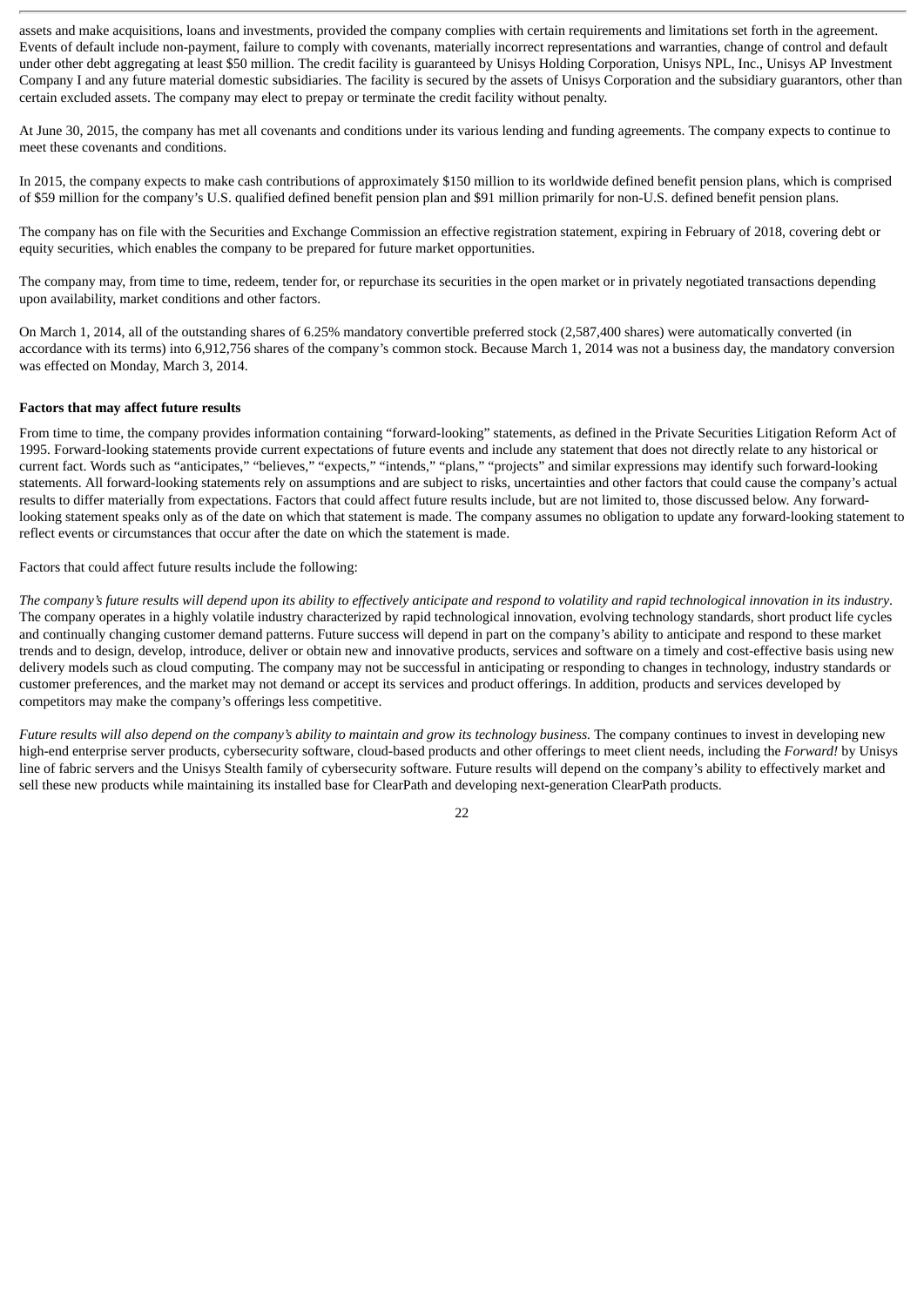assets and make acquisitions, loans and investments, provided the company complies with certain requirements and limitations set forth in the agreement. Events of default include non-payment, failure to comply with covenants, materially incorrect representations and warranties, change of control and default under other debt aggregating at least $50 million. The credit facility is guaranteed by Unisys Holding Corporation, Unisys NPL, Inc., Unisys AP Investment Company I and any future material domestic subsidiaries. The facility is secured by the assets of Unisys Corporation and the subsidiary guarantors, other than certain excluded assets. The company may elect to prepay or terminate the credit facility without penalty.

At June 30, 2015, the company has met all covenants and conditions under its various lending and funding agreements. The company expects to continue to meet these covenants and conditions.

In 2015, the company expects to make cash contributions of approximately $150 million to its worldwide defined benefit pension plans, which is comprised of $59 million for the company's U.S. qualified defined benefit pension plan and $91 million primarily for non-U.S. defined benefit pension plans.

The company has on file with the Securities and Exchange Commission an effective registration statement, expiring in February of 2018, covering debt or equity securities, which enables the company to be prepared for future market opportunities.

The company may, from time to time, redeem, tender for, or repurchase its securities in the open market or in privately negotiated transactions depending upon availability, market conditions and other factors.

On March 1, 2014, all of the outstanding shares of 6.25% mandatory convertible preferred stock (2,587,400 shares) were automatically converted (in accordance with its terms) into 6,912,756 shares of the company's common stock. Because March 1, 2014 was not a business day, the mandatory conversion was effected on Monday, March 3, 2014.

**Factors that may affect future results**

From time to time, the company provides information containing "forward-looking" statements, as defined in the Private Securities Litigation Reform Act of 1995. Forward-looking statements provide current expectations of future events and include any statement that does not directly relate to any historical or current fact. Words such as "anticipates," "believes," "expects," "intends," "plans," "projects" and similar expressions may identify such forward-looking statements. All forward-looking statements rely on assumptions and are subject to risks, uncertainties and other factors that could cause the company's actual results to differ materially from expectations. Factors that could affect future results include, but are not limited to, those discussed below. Any forward-looking statement speaks only as of the date on which that statement is made. The company assumes no obligation to update any forward-looking statement to reflect events or circumstances that occur after the date on which the statement is made.

Factors that could affect future results include the following:

*The company's future results will depend upon its ability to effectively anticipate and respond to volatility and rapid technological innovation in its industry*. The company operates in a highly volatile industry characterized by rapid technological innovation, evolving technology standards, short product life cycles and continually changing customer demand patterns. Future success will depend in part on the company's ability to anticipate and respond to these market trends and to design, develop, introduce, deliver or obtain new and innovative products, services and software on a timely and cost-effective basis using new delivery models such as cloud computing. The company may not be successful in anticipating or responding to changes in technology, industry standards or customer preferences, and the market may not demand or accept its services and product offerings. In addition, products and services developed by competitors may make the company's offerings less competitive.

*Future results will also depend on the company's ability to maintain and grow its technology business.* The company continues to invest in developing new high-end enterprise server products, cybersecurity software, cloud-based products and other offerings to meet client needs, including the *Forward!* by Unisys line of fabric servers and the Unisys Stealth family of cybersecurity software. Future results will depend on the company's ability to effectively market and sell these new products while maintaining its installed base for ClearPath and developing next-generation ClearPath products.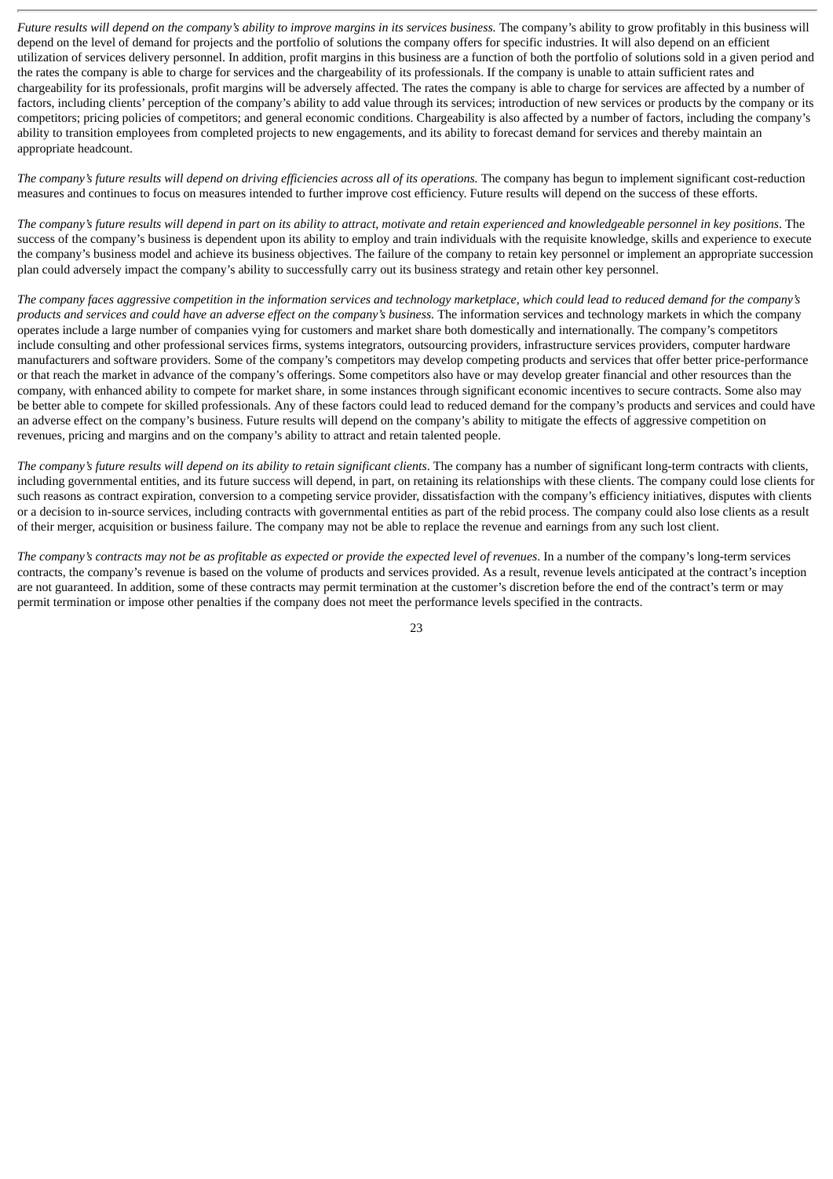*Future results will depend on the company's ability to improve margins in its services business.* The company's ability to grow profitably in this business will depend on the level of demand for projects and the portfolio of solutions the company offers for specific industries. It will also depend on an efficient utilization of services delivery personnel. In addition, profit margins in this business are a function of both the portfolio of solutions sold in a given period and the rates the company is able to charge for services and the chargeability of its professionals. If the company is unable to attain sufficient rates and chargeability for its professionals, profit margins will be adversely affected. The rates the company is able to charge for services are affected by a number of factors, including clients' perception of the company's ability to add value through its services; introduction of new services or products by the company or its competitors; pricing policies of competitors; and general economic conditions. Chargeability is also affected by a number of factors, including the company's ability to transition employees from completed projects to new engagements, and its ability to forecast demand for services and thereby maintain an appropriate headcount.

*The company's future results will depend on driving efficiencies across all of its operations.* The company has begun to implement significant cost-reduction measures and continues to focus on measures intended to further improve cost efficiency. Future results will depend on the success of these efforts.

*The company's future results will depend in part on its ability to attract, motivate and retain experienced and knowledgeable personnel in key positions*. The success of the company's business is dependent upon its ability to employ and train individuals with the requisite knowledge, skills and experience to execute the company's business model and achieve its business objectives. The failure of the company to retain key personnel or implement an appropriate succession plan could adversely impact the company's ability to successfully carry out its business strategy and retain other key personnel.

*The company faces aggressive competition in the information services and technology marketplace, which could lead to reduced demand for the company's products and services and could have an adverse effect on the company's business.* The information services and technology markets in which the company operates include a large number of companies vying for customers and market share both domestically and internationally. The company's competitors include consulting and other professional services firms, systems integrators, outsourcing providers, infrastructure services providers, computer hardware manufacturers and software providers. Some of the company's competitors may develop competing products and services that offer better price-performance or that reach the market in advance of the company's offerings. Some competitors also have or may develop greater financial and other resources than the company, with enhanced ability to compete for market share, in some instances through significant economic incentives to secure contracts. Some also may be better able to compete for skilled professionals. Any of these factors could lead to reduced demand for the company's products and services and could have an adverse effect on the company's business. Future results will depend on the company's ability to mitigate the effects of aggressive competition on revenues, pricing and margins and on the company's ability to attract and retain talented people.

*The company's future results will depend on its ability to retain significant clients*. The company has a number of significant long-term contracts with clients, including governmental entities, and its future success will depend, in part, on retaining its relationships with these clients. The company could lose clients for such reasons as contract expiration, conversion to a competing service provider, dissatisfaction with the company's efficiency initiatives, disputes with clients or a decision to in-source services, including contracts with governmental entities as part of the rebid process. The company could also lose clients as a result of their merger, acquisition or business failure. The company may not be able to replace the revenue and earnings from any such lost client.

*The company's contracts may not be as profitable as expected or provide the expected level of revenues*. In a number of the company's long-term services contracts, the company's revenue is based on the volume of products and services provided. As a result, revenue levels anticipated at the contract's inception are not guaranteed. In addition, some of these contracts may permit termination at the customer's discretion before the end of the contract's term or may permit termination or impose other penalties if the company does not meet the performance levels specified in the contracts.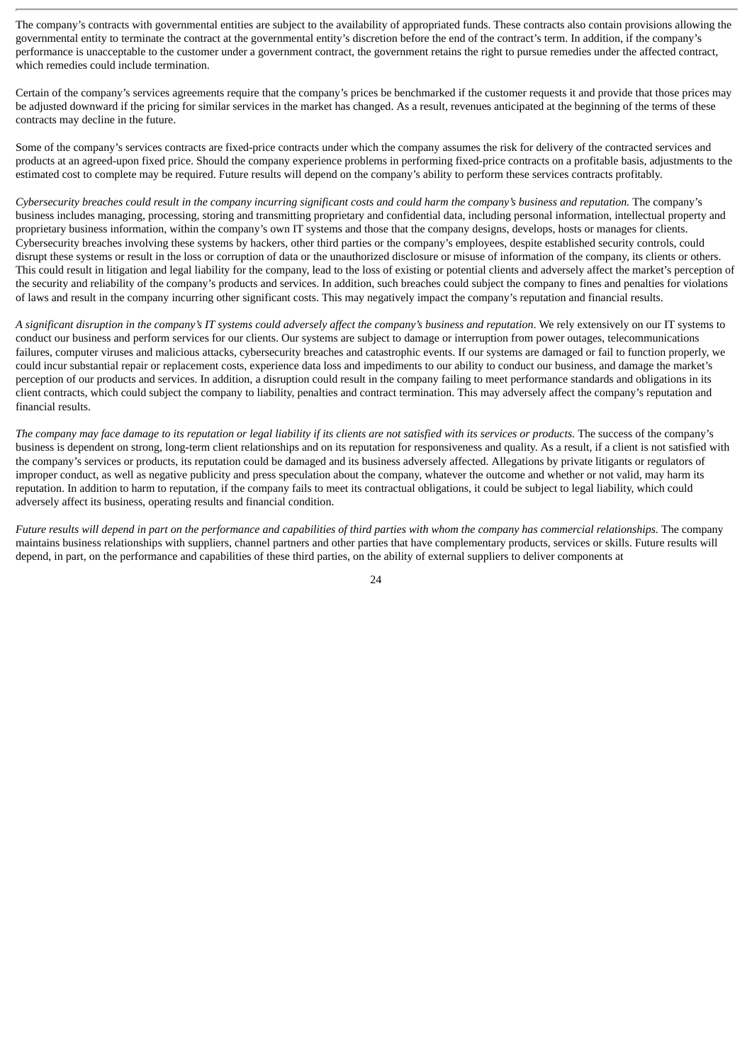The company's contracts with governmental entities are subject to the availability of appropriated funds. These contracts also contain provisions allowing the governmental entity to terminate the contract at the governmental entity's discretion before the end of the contract's term. In addition, if the company's performance is unacceptable to the customer under a government contract, the government retains the right to pursue remedies under the affected contract, which remedies could include termination.

Certain of the company's services agreements require that the company's prices be benchmarked if the customer requests it and provide that those prices may be adjusted downward if the pricing for similar services in the market has changed. As a result, revenues anticipated at the beginning of the terms of these contracts may decline in the future.

Some of the company's services contracts are fixed-price contracts under which the company assumes the risk for delivery of the contracted services and products at an agreed-upon fixed price. Should the company experience problems in performing fixed-price contracts on a profitable basis, adjustments to the estimated cost to complete may be required. Future results will depend on the company's ability to perform these services contracts profitably.

*Cybersecurity breaches could result in the company incurring significant costs and could harm the company's business and reputation.* The company's business includes managing, processing, storing and transmitting proprietary and confidential data, including personal information, intellectual property and proprietary business information, within the company's own IT systems and those that the company designs, develops, hosts or manages for clients. Cybersecurity breaches involving these systems by hackers, other third parties or the company's employees, despite established security controls, could disrupt these systems or result in the loss or corruption of data or the unauthorized disclosure or misuse of information of the company, its clients or others. This could result in litigation and legal liability for the company, lead to the loss of existing or potential clients and adversely affect the market's perception of the security and reliability of the company's products and services. In addition, such breaches could subject the company to fines and penalties for violations of laws and result in the company incurring other significant costs. This may negatively impact the company's reputation and financial results.

*A significant disruption in the company's IT systems could adversely affect the company's business and reputation.* We rely extensively on our IT systems to conduct our business and perform services for our clients. Our systems are subject to damage or interruption from power outages, telecommunications failures, computer viruses and malicious attacks, cybersecurity breaches and catastrophic events. If our systems are damaged or fail to function properly, we could incur substantial repair or replacement costs, experience data loss and impediments to our ability to conduct our business, and damage the market's perception of our products and services. In addition, a disruption could result in the company failing to meet performance standards and obligations in its client contracts, which could subject the company to liability, penalties and contract termination. This may adversely affect the company's reputation and financial results.

*The company may face damage to its reputation or legal liability if its clients are not satisfied with its services or products.* The success of the company's business is dependent on strong, long-term client relationships and on its reputation for responsiveness and quality. As a result, if a client is not satisfied with the company's services or products, its reputation could be damaged and its business adversely affected. Allegations by private litigants or regulators of improper conduct, as well as negative publicity and press speculation about the company, whatever the outcome and whether or not valid, may harm its reputation. In addition to harm to reputation, if the company fails to meet its contractual obligations, it could be subject to legal liability, which could adversely affect its business, operating results and financial condition.

*Future results will depend in part on the performance and capabilities of third parties with whom the company has commercial relationships.* The company maintains business relationships with suppliers, channel partners and other parties that have complementary products, services or skills. Future results will depend, in part, on the performance and capabilities of these third parties, on the ability of external suppliers to deliver components at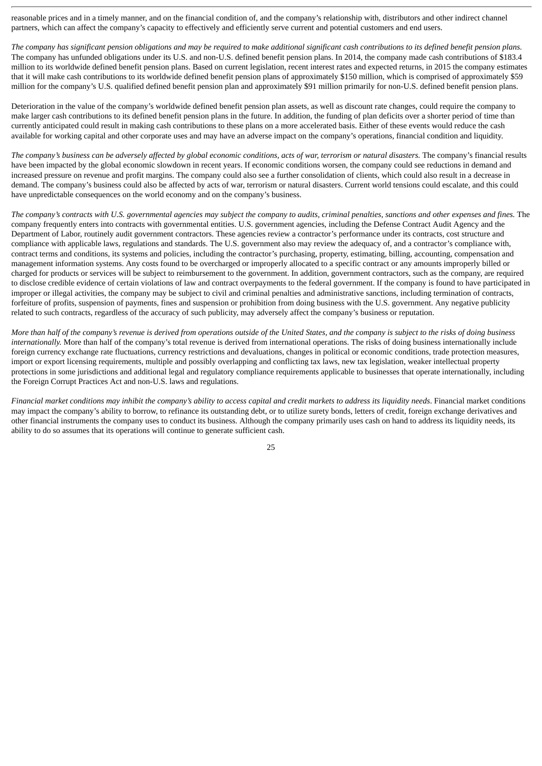reasonable prices and in a timely manner, and on the financial condition of, and the company's relationship with, distributors and other indirect channel partners, which can affect the company's capacity to effectively and efficiently serve current and potential customers and end users.

*The company has significant pension obligations and may be required to make additional significant cash contributions to its defined benefit pension plans.* The company has unfunded obligations under its U.S. and non-U.S. defined benefit pension plans. In 2014, the company made cash contributions of $183.4 million to its worldwide defined benefit pension plans. Based on current legislation, recent interest rates and expected returns, in 2015 the company estimates that it will make cash contributions to its worldwide defined benefit pension plans of approximately $150 million, which is comprised of approximately $59 million for the company's U.S. qualified defined benefit pension plan and approximately $91 million primarily for non-U.S. defined benefit pension plans.

Deterioration in the value of the company's worldwide defined benefit pension plan assets, as well as discount rate changes, could require the company to make larger cash contributions to its defined benefit pension plans in the future. In addition, the funding of plan deficits over a shorter period of time than currently anticipated could result in making cash contributions to these plans on a more accelerated basis. Either of these events would reduce the cash available for working capital and other corporate uses and may have an adverse impact on the company's operations, financial condition and liquidity.

*The company's business can be adversely affected by global economic conditions, acts of war, terrorism or natural disasters.* The company's financial results have been impacted by the global economic slowdown in recent years. If economic conditions worsen, the company could see reductions in demand and increased pressure on revenue and profit margins. The company could also see a further consolidation of clients, which could also result in a decrease in demand. The company's business could also be affected by acts of war, terrorism or natural disasters. Current world tensions could escalate, and this could have unpredictable consequences on the world economy and on the company's business.

*The company's contracts with U.S. governmental agencies may subject the company to audits, criminal penalties, sanctions and other expenses and fines.* The company frequently enters into contracts with governmental entities. U.S. government agencies, including the Defense Contract Audit Agency and the Department of Labor, routinely audit government contractors. These agencies review a contractor's performance under its contracts, cost structure and compliance with applicable laws, regulations and standards. The U.S. government also may review the adequacy of, and a contractor's compliance with, contract terms and conditions, its systems and policies, including the contractor's purchasing, property, estimating, billing, accounting, compensation and management information systems. Any costs found to be overcharged or improperly allocated to a specific contract or any amounts improperly billed or charged for products or services will be subject to reimbursement to the government. In addition, government contractors, such as the company, are required to disclose credible evidence of certain violations of law and contract overpayments to the federal government. If the company is found to have participated in improper or illegal activities, the company may be subject to civil and criminal penalties and administrative sanctions, including termination of contracts, forfeiture of profits, suspension of payments, fines and suspension or prohibition from doing business with the U.S. government. Any negative publicity related to such contracts, regardless of the accuracy of such publicity, may adversely affect the company's business or reputation.

*More than half of the company's revenue is derived from operations outside of the United States, and the company is subject to the risks of doing business internationally.* More than half of the company's total revenue is derived from international operations. The risks of doing business internationally include foreign currency exchange rate fluctuations, currency restrictions and devaluations, changes in political or economic conditions, trade protection measures, import or export licensing requirements, multiple and possibly overlapping and conflicting tax laws, new tax legislation, weaker intellectual property protections in some jurisdictions and additional legal and regulatory compliance requirements applicable to businesses that operate internationally, including the Foreign Corrupt Practices Act and non-U.S. laws and regulations.

*Financial market conditions may inhibit the company's ability to access capital and credit markets to address its liquidity needs*. Financial market conditions may impact the company's ability to borrow, to refinance its outstanding debt, or to utilize surety bonds, letters of credit, foreign exchange derivatives and other financial instruments the company uses to conduct its business. Although the company primarily uses cash on hand to address its liquidity needs, its ability to do so assumes that its operations will continue to generate sufficient cash.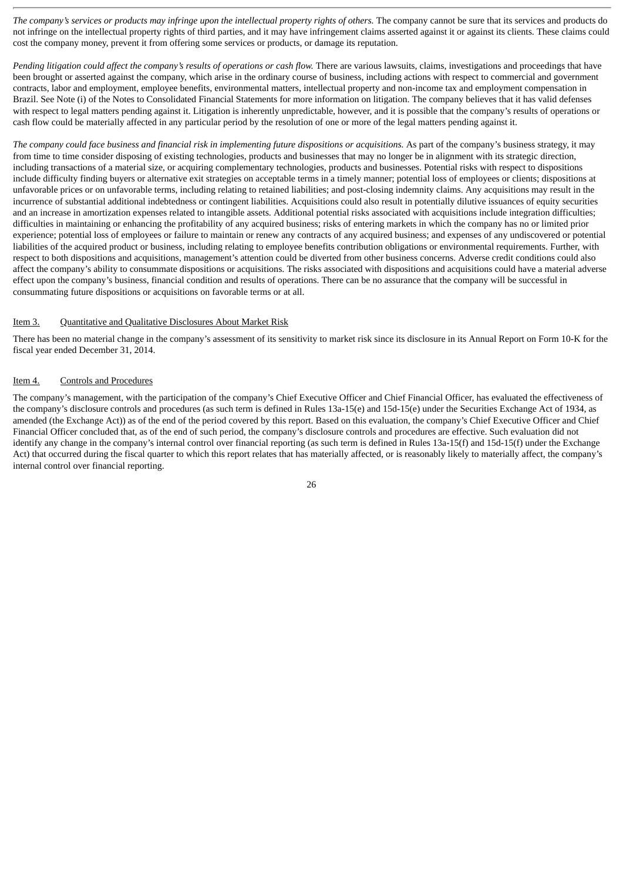*The company's services or products may infringe upon the intellectual property rights of others.* The company cannot be sure that its services and products do not infringe on the intellectual property rights of third parties, and it may have infringement claims asserted against it or against its clients. These claims could cost the company money, prevent it from offering some services or products, or damage its reputation.

*Pending litigation could affect the company's results of operations or cash flow.* There are various lawsuits, claims, investigations and proceedings that have been brought or asserted against the company, which arise in the ordinary course of business, including actions with respect to commercial and government contracts, labor and employment, employee benefits, environmental matters, intellectual property and non-income tax and employment compensation in Brazil. See Note (i) of the Notes to Consolidated Financial Statements for more information on litigation. The company believes that it has valid defenses with respect to legal matters pending against it. Litigation is inherently unpredictable, however, and it is possible that the company's results of operations or cash flow could be materially affected in any particular period by the resolution of one or more of the legal matters pending against it.

*The company could face business and financial risk in implementing future dispositions or acquisitions.* As part of the company's business strategy, it may from time to time consider disposing of existing technologies, products and businesses that may no longer be in alignment with its strategic direction, including transactions of a material size, or acquiring complementary technologies, products and businesses. Potential risks with respect to dispositions include difficulty finding buyers or alternative exit strategies on acceptable terms in a timely manner; potential loss of employees or clients; dispositions at unfavorable prices or on unfavorable terms, including relating to retained liabilities; and post-closing indemnity claims. Any acquisitions may result in the incurrence of substantial additional indebtedness or contingent liabilities. Acquisitions could also result in potentially dilutive issuances of equity securities and an increase in amortization expenses related to intangible assets. Additional potential risks associated with acquisitions include integration difficulties; difficulties in maintaining or enhancing the profitability of any acquired business; risks of entering markets in which the company has no or limited prior experience; potential loss of employees or failure to maintain or renew any contracts of any acquired business; and expenses of any undiscovered or potential liabilities of the acquired product or business, including relating to employee benefits contribution obligations or environmental requirements. Further, with respect to both dispositions and acquisitions, management's attention could be diverted from other business concerns. Adverse credit conditions could also affect the company's ability to consummate dispositions or acquisitions. The risks associated with dispositions and acquisitions could have a material adverse effect upon the company's business, financial condition and results of operations. There can be no assurance that the company will be successful in consummating future dispositions or acquisitions on favorable terms or at all.

## Item 3. Quantitative and Qualitative Disclosures About Market Risk

There has been no material change in the company's assessment of its sensitivity to market risk since its disclosure in its Annual Report on Form 10-K for the fiscal year ended December 31, 2014.

## Item 4. Controls and Procedures

The company's management, with the participation of the company's Chief Executive Officer and Chief Financial Officer, has evaluated the effectiveness of the company's disclosure controls and procedures (as such term is defined in Rules 13a-15(e) and 15d-15(e) under the Securities Exchange Act of 1934, as amended (the Exchange Act)) as of the end of the period covered by this report. Based on this evaluation, the company's Chief Executive Officer and Chief Financial Officer concluded that, as of the end of such period, the company's disclosure controls and procedures are effective. Such evaluation did not identify any change in the company's internal control over financial reporting (as such term is defined in Rules 13a-15(f) and 15d-15(f) under the Exchange Act) that occurred during the fiscal quarter to which this report relates that has materially affected, or is reasonably likely to materially affect, the company's internal control over financial reporting.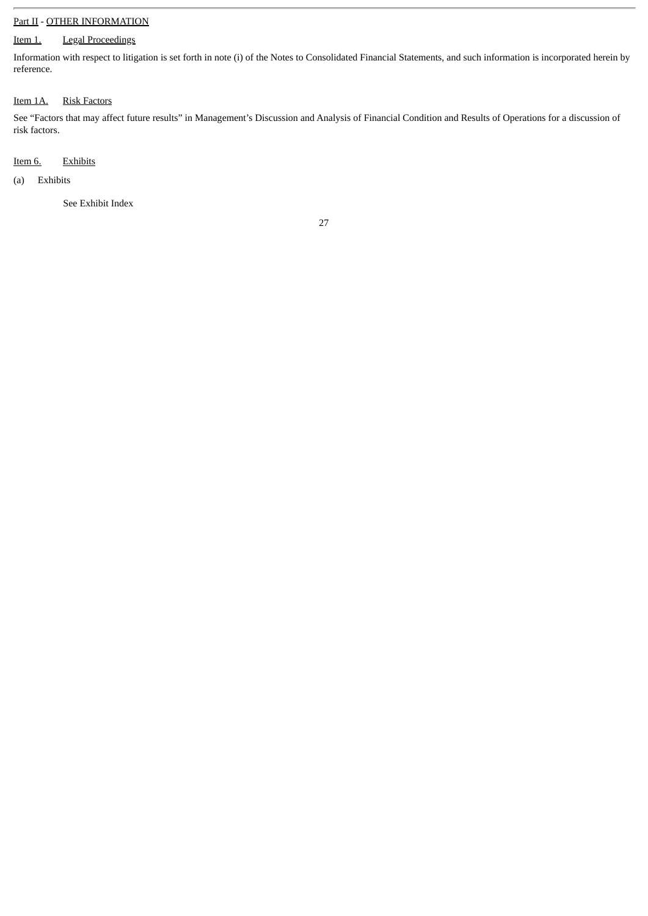## Part II - OTHER INFORMATION

### Item 1. Legal Proceedings

Information with respect to litigation is set forth in note (i) of the Notes to Consolidated Financial Statements, and such information is incorporated herein by reference.

### Item 1A. Risk Factors

See "Factors that may affect future results" in Management's Discussion and Analysis of Financial Condition and Results of Operations for a discussion of risk factors.

### Item 6. Exhibits

(a) Exhibits

See Exhibit Index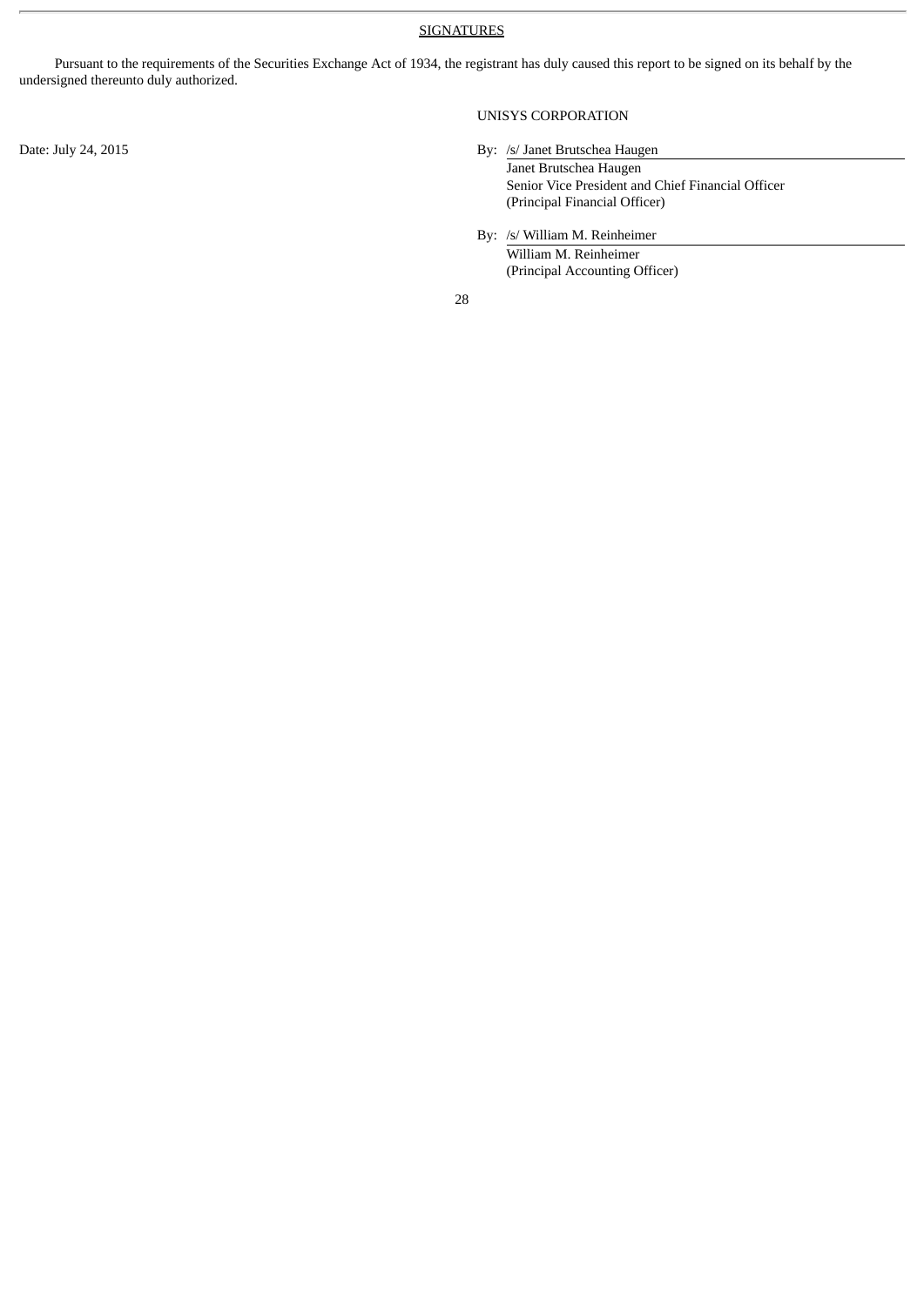## SIGNATURES

Pursuant to the requirements of the Securities Exchange Act of 1934, the registrant has duly caused this report to be signed on its behalf by the undersigned thereunto duly authorized.

UNISYS CORPORATION

Date: July 24, 2015

By: /s/ Janet Brutschea Haugen
Janet Brutschea Haugen
Senior Vice President and Chief Financial Officer
(Principal Financial Officer)

By: /s/ William M. Reinheimer
William M. Reinheimer
(Principal Accounting Officer)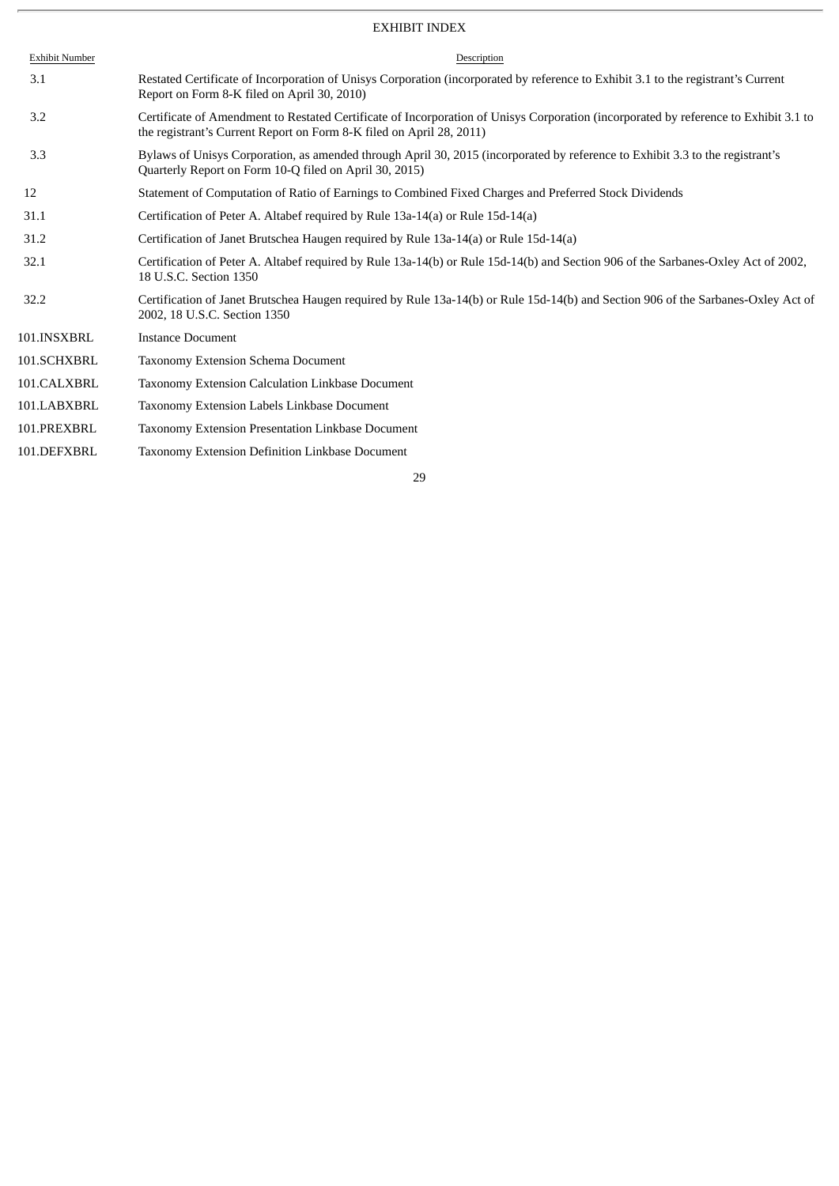## EXHIBIT INDEX

| Exhibit Number | Description |
|---|---|
| 3.1 | Restated Certificate of Incorporation of Unisys Corporation (incorporated by reference to Exhibit 3.1 to the registrant's Current Report on Form 8-K filed on April 30, 2010) |
| 3.2 | Certificate of Amendment to Restated Certificate of Incorporation of Unisys Corporation (incorporated by reference to Exhibit 3.1 to the registrant's Current Report on Form 8-K filed on April 28, 2011) |
| 3.3 | Bylaws of Unisys Corporation, as amended through April 30, 2015 (incorporated by reference to Exhibit 3.3 to the registrant's Quarterly Report on Form 10-Q filed on April 30, 2015) |
| 12 | Statement of Computation of Ratio of Earnings to Combined Fixed Charges and Preferred Stock Dividends |
| 31.1 | Certification of Peter A. Altabef required by Rule 13a-14(a) or Rule 15d-14(a) |
| 31.2 | Certification of Janet Brutschea Haugen required by Rule 13a-14(a) or Rule 15d-14(a) |
| 32.1 | Certification of Peter A. Altabef required by Rule 13a-14(b) or Rule 15d-14(b) and Section 906 of the Sarbanes-Oxley Act of 2002, 18 U.S.C. Section 1350 |
| 32.2 | Certification of Janet Brutschea Haugen required by Rule 13a-14(b) or Rule 15d-14(b) and Section 906 of the Sarbanes-Oxley Act of 2002, 18 U.S.C. Section 1350 |
| 101.INSXBRL | Instance Document |
| 101.SCHXBRL | Taxonomy Extension Schema Document |
| 101.CALXBRL | Taxonomy Extension Calculation Linkbase Document |
| 101.LABXBRL | Taxonomy Extension Labels Linkbase Document |
| 101.PREXBRL | Taxonomy Extension Presentation Linkbase Document |
| 101.DEFXBRL | Taxonomy Extension Definition Linkbase Document |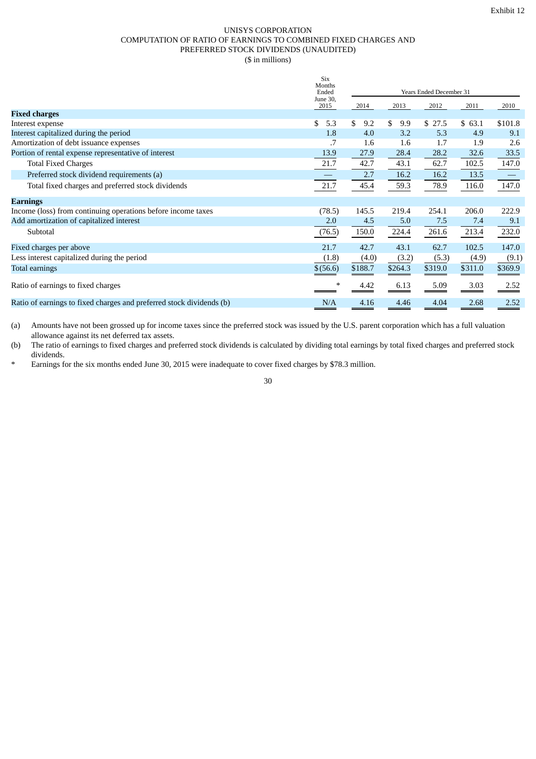Exhibit 12

# UNISYS CORPORATION
## COMPUTATION OF RATIO OF EARNINGS TO COMBINED FIXED CHARGES AND PREFERRED STOCK DIVIDENDS (UNAUDITED)
($ in millions)

| | Six Months Ended June 30, 2015 | Years Ended December 31 | | | | |
|---|---|---|---|---|---|---|
| | | 2014 | 2013 | 2012 | 2011 | 2010 |
| **Fixed charges** | | | | | | |
| Interest expense | $ 5.3 | $ 9.2 | $ 9.9 | $ 27.5 | $ 63.1 | $101.8 |
| Interest capitalized during the period | 1.8 | 4.0 | 3.2 | 5.3 | 4.9 | 9.1 |
| Amortization of debt issuance expenses | .7 | 1.6 | 1.6 | 1.7 | 1.9 | 2.6 |
| Portion of rental expense representative of interest | 13.9 | 27.9 | 28.4 | 28.2 | 32.6 | 33.5 |
| Total Fixed Charges | 21.7 | 42.7 | 43.1 | 62.7 | 102.5 | 147.0 |
| Preferred stock dividend requirements (a) | — | 2.7 | 16.2 | 16.2 | 13.5 | — |
| Total fixed charges and preferred stock dividends | 21.7 | 45.4 | 59.3 | 78.9 | 116.0 | 147.0 |
| **Earnings** | | | | | | |
| Income (loss) from continuing operations before income taxes | (78.5) | 145.5 | 219.4 | 254.1 | 206.0 | 222.9 |
| Add amortization of capitalized interest | 2.0 | 4.5 | 5.0 | 7.5 | 7.4 | 9.1 |
| Subtotal | (76.5) | 150.0 | 224.4 | 261.6 | 213.4 | 232.0 |
| Fixed charges per above | 21.7 | 42.7 | 43.1 | 62.7 | 102.5 | 147.0 |
| Less interest capitalized during the period | (1.8) | (4.0) | (3.2) | (5.3) | (4.9) | (9.1) |
| Total earnings | $(56.6) | $188.7 | $264.3 | $319.0 | $311.0 | $369.9 |
| Ratio of earnings to fixed charges | * | 4.42 | 6.13 | 5.09 | 3.03 | 2.52 |
| Ratio of earnings to fixed charges and preferred stock dividends (b) | N/A | 4.16 | 4.46 | 4.04 | 2.68 | 2.52 |

(a) Amounts have not been grossed up for income taxes since the preferred stock was issued by the U.S. parent corporation which has a full valuation allowance against its net deferred tax assets.

(b) The ratio of earnings to fixed charges and preferred stock dividends is calculated by dividing total earnings by total fixed charges and preferred stock dividends.

\* Earnings for the six months ended June 30, 2015 were inadequate to cover fixed charges by $78.3 million.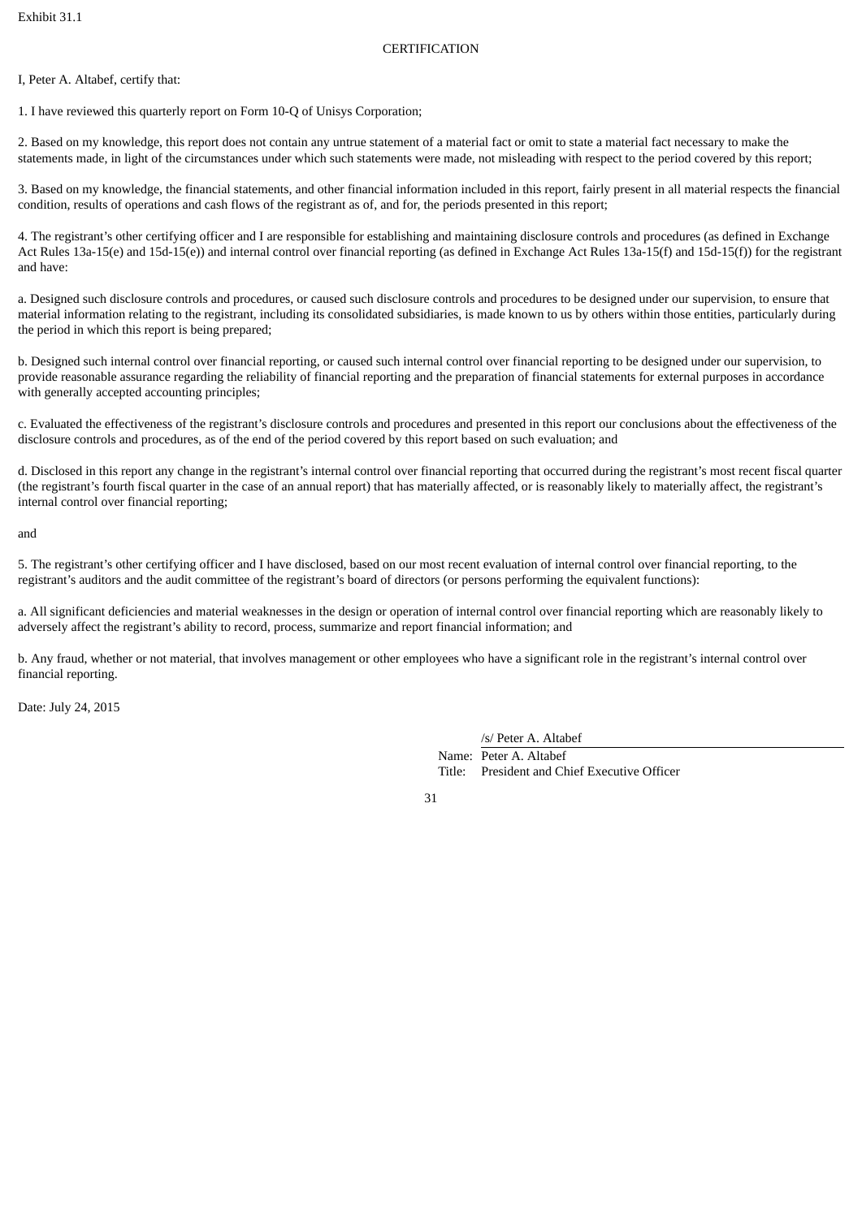Exhibit 31.1

CERTIFICATION

I, Peter A. Altabef, certify that:

1. I have reviewed this quarterly report on Form 10-Q of Unisys Corporation;

2. Based on my knowledge, this report does not contain any untrue statement of a material fact or omit to state a material fact necessary to make the statements made, in light of the circumstances under which such statements were made, not misleading with respect to the period covered by this report;

3. Based on my knowledge, the financial statements, and other financial information included in this report, fairly present in all material respects the financial condition, results of operations and cash flows of the registrant as of, and for, the periods presented in this report;

4. The registrant's other certifying officer and I are responsible for establishing and maintaining disclosure controls and procedures (as defined in Exchange Act Rules 13a-15(e) and 15d-15(e)) and internal control over financial reporting (as defined in Exchange Act Rules 13a-15(f) and 15d-15(f)) for the registrant and have:

a. Designed such disclosure controls and procedures, or caused such disclosure controls and procedures to be designed under our supervision, to ensure that material information relating to the registrant, including its consolidated subsidiaries, is made known to us by others within those entities, particularly during the period in which this report is being prepared;

b. Designed such internal control over financial reporting, or caused such internal control over financial reporting to be designed under our supervision, to provide reasonable assurance regarding the reliability of financial reporting and the preparation of financial statements for external purposes in accordance with generally accepted accounting principles;

c. Evaluated the effectiveness of the registrant's disclosure controls and procedures and presented in this report our conclusions about the effectiveness of the disclosure controls and procedures, as of the end of the period covered by this report based on such evaluation; and

d. Disclosed in this report any change in the registrant's internal control over financial reporting that occurred during the registrant's most recent fiscal quarter (the registrant's fourth fiscal quarter in the case of an annual report) that has materially affected, or is reasonably likely to materially affect, the registrant's internal control over financial reporting;

and

5. The registrant's other certifying officer and I have disclosed, based on our most recent evaluation of internal control over financial reporting, to the registrant's auditors and the audit committee of the registrant's board of directors (or persons performing the equivalent functions):

a. All significant deficiencies and material weaknesses in the design or operation of internal control over financial reporting which are reasonably likely to adversely affect the registrant's ability to record, process, summarize and report financial information; and

b. Any fraud, whether or not material, that involves management or other employees who have a significant role in the registrant's internal control over financial reporting.

Date: July 24, 2015

/s/ Peter A. Altabef

Name: Peter A. Altabef

Title: President and Chief Executive Officer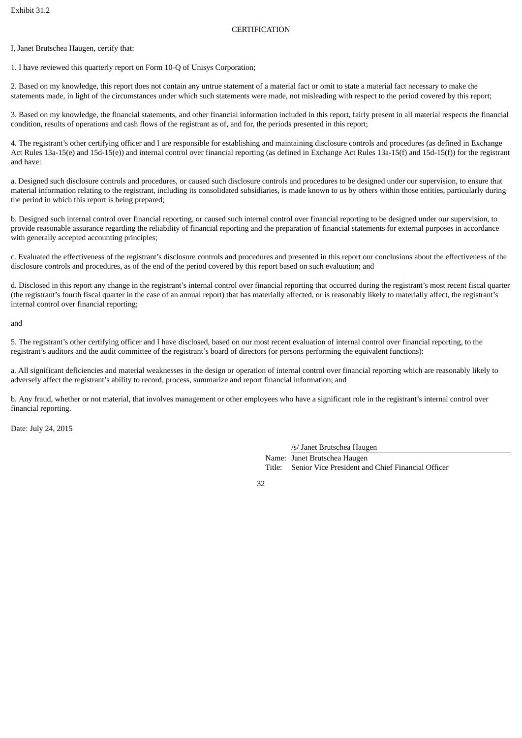Exhibit 31.2

CERTIFICATION

I, Janet Brutschea Haugen, certify that:

1. I have reviewed this quarterly report on Form 10-Q of Unisys Corporation;

2. Based on my knowledge, this report does not contain any untrue statement of a material fact or omit to state a material fact necessary to make the statements made, in light of the circumstances under which such statements were made, not misleading with respect to the period covered by this report;

3. Based on my knowledge, the financial statements, and other financial information included in this report, fairly present in all material respects the financial condition, results of operations and cash flows of the registrant as of, and for, the periods presented in this report;

4. The registrant's other certifying officer and I are responsible for establishing and maintaining disclosure controls and procedures (as defined in Exchange Act Rules 13a-15(e) and 15d-15(e)) and internal control over financial reporting (as defined in Exchange Act Rules 13a-15(f) and 15d-15(f)) for the registrant and have:

a. Designed such disclosure controls and procedures, or caused such disclosure controls and procedures to be designed under our supervision, to ensure that material information relating to the registrant, including its consolidated subsidiaries, is made known to us by others within those entities, particularly during the period in which this report is being prepared;

b. Designed such internal control over financial reporting, or caused such internal control over financial reporting to be designed under our supervision, to provide reasonable assurance regarding the reliability of financial reporting and the preparation of financial statements for external purposes in accordance with generally accepted accounting principles;

c. Evaluated the effectiveness of the registrant's disclosure controls and procedures and presented in this report our conclusions about the effectiveness of the disclosure controls and procedures, as of the end of the period covered by this report based on such evaluation; and

d. Disclosed in this report any change in the registrant's internal control over financial reporting that occurred during the registrant's most recent fiscal quarter (the registrant's fourth fiscal quarter in the case of an annual report) that has materially affected, or is reasonably likely to materially affect, the registrant's internal control over financial reporting;

and

5. The registrant's other certifying officer and I have disclosed, based on our most recent evaluation of internal control over financial reporting, to the registrant's auditors and the audit committee of the registrant's board of directors (or persons performing the equivalent functions):

a. All significant deficiencies and material weaknesses in the design or operation of internal control over financial reporting which are reasonably likely to adversely affect the registrant's ability to record, process, summarize and report financial information; and

b. Any fraud, whether or not material, that involves management or other employees who have a significant role in the registrant's internal control over financial reporting.

Date: July 24, 2015

/s/ Janet Brutschea Haugen

Name: Janet Brutschea Haugen
Title: Senior Vice President and Chief Financial Officer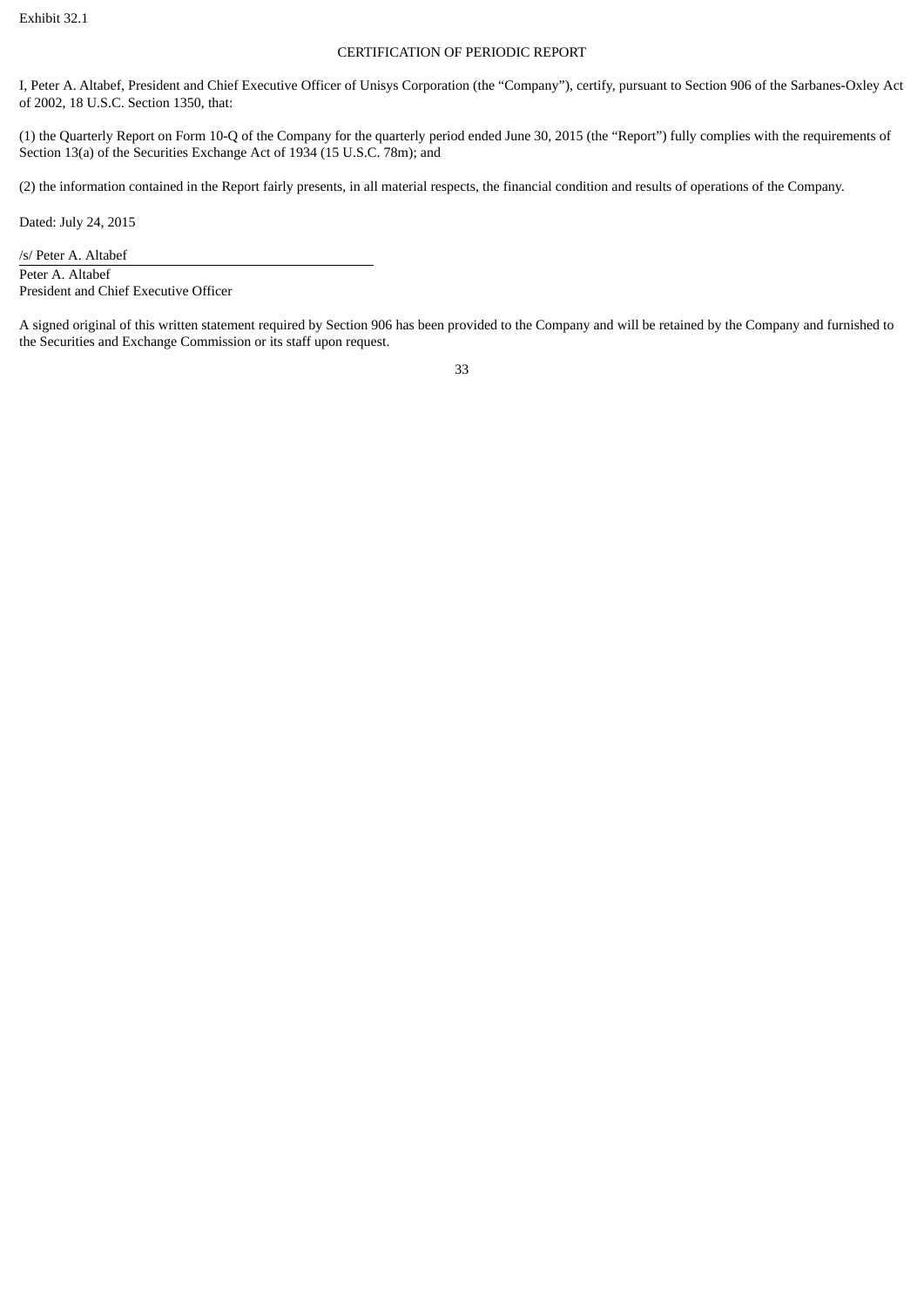Exhibit 32.1

## CERTIFICATION OF PERIODIC REPORT

I, Peter A. Altabef, President and Chief Executive Officer of Unisys Corporation (the “Company”), certify, pursuant to Section 906 of the Sarbanes-Oxley Act of 2002, 18 U.S.C. Section 1350, that:

(1) the Quarterly Report on Form 10-Q of the Company for the quarterly period ended June 30, 2015 (the “Report”) fully complies with the requirements of Section 13(a) of the Securities Exchange Act of 1934 (15 U.S.C. 78m); and

(2) the information contained in the Report fairly presents, in all material respects, the financial condition and results of operations of the Company.

Dated: July 24, 2015

/s/ Peter A. Altabef

Peter A. Altabef
President and Chief Executive Officer

A signed original of this written statement required by Section 906 has been provided to the Company and will be retained by the Company and furnished to the Securities and Exchange Commission or its staff upon request.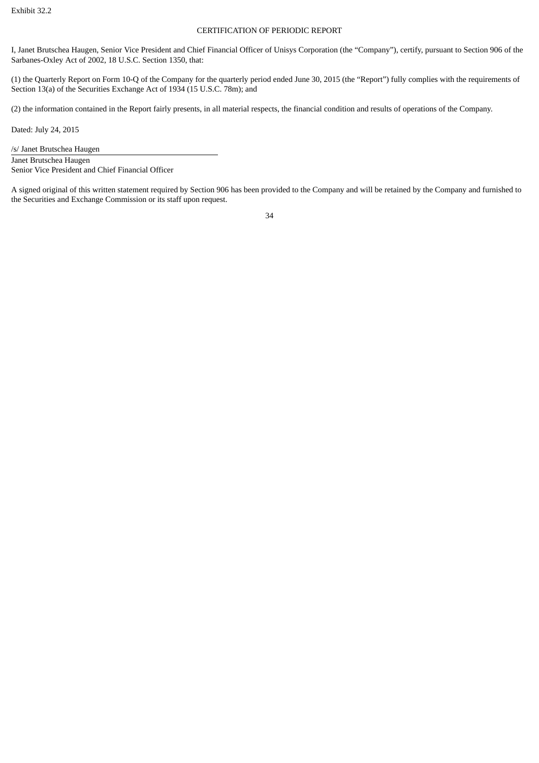Exhibit 32.2

CERTIFICATION OF PERIODIC REPORT

I, Janet Brutschea Haugen, Senior Vice President and Chief Financial Officer of Unisys Corporation (the "Company"), certify, pursuant to Section 906 of the Sarbanes-Oxley Act of 2002, 18 U.S.C. Section 1350, that:

(1) the Quarterly Report on Form 10-Q of the Company for the quarterly period ended June 30, 2015 (the "Report") fully complies with the requirements of Section 13(a) of the Securities Exchange Act of 1934 (15 U.S.C. 78m); and

(2) the information contained in the Report fairly presents, in all material respects, the financial condition and results of operations of the Company.

Dated: July 24, 2015

/s/ Janet Brutschea Haugen

Janet Brutschea Haugen
Senior Vice President and Chief Financial Officer

A signed original of this written statement required by Section 906 has been provided to the Company and will be retained by the Company and furnished to the Securities and Exchange Commission or its staff upon request.